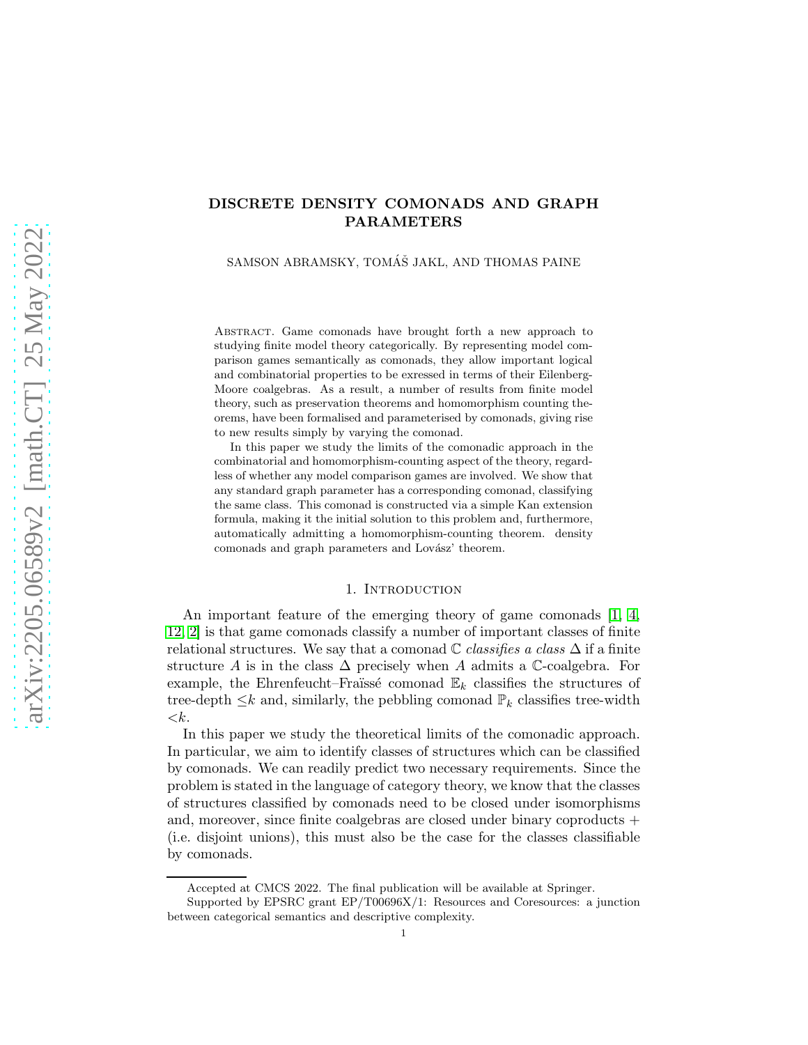# DISCRETE DENSITY COMONADS AND GRAPH PARAMETERS

SAMSON ABRAMSKY, TOMÁŠ JAKL, AND THOMAS PAINE

Abstract. Game comonads have brought forth a new approach to studying finite model theory categorically. By representing model comparison games semantically as comonads, they allow important logical and combinatorial properties to be exressed in terms of their Eilenberg-Moore coalgebras. As a result, a number of results from finite model theory, such as preservation theorems and homomorphism counting theorems, have been formalised and parameterised by comonads, giving rise to new results simply by varying the comonad.

In this paper we study the limits of the comonadic approach in the combinatorial and homomorphism-counting aspect of the theory, regardless of whether any model comparison games are involved. We show that any standard graph parameter has a corresponding comonad, classifying the same class. This comonad is constructed via a simple Kan extension formula, making it the initial solution to this problem and, furthermore, automatically admitting a homomorphism-counting theorem. density comonads and graph parameters and Lovász' theorem.

## 1. Introduction

An important feature of the emerging theory of game comonads [1, 4, 12, 2] is that game comonads classify a number of important classes of finite relational structures. We say that a comonad $\mathbb{C}$ *classifies a class* $\Delta$ if a finite structure $A$ is in the class $\Delta$ precisely when $A$ admits a $\mathbb{C}$-coalgebra. For example, the Ehrenfeucht–Fraïssé comonad $\mathbb{E}_k$ classifies the structures of tree-depth $\leq k$ and, similarly, the pebbling comonad $\mathbb{P}_k$ classifies tree-width $<k$.

In this paper we study the theoretical limits of the comonadic approach. In particular, we aim to identify classes of structures which can be classified by comonads. We can readily predict two necessary requirements. Since the problem is stated in the language of category theory, we know that the classes of structures classified by comonads need to be closed under isomorphisms and, moreover, since finite coalgebras are closed under binary coproducts + (i.e. disjoint unions), this must also be the case for the classes classifiable by comonads.

Accepted at CMCS 2022. The final publication will be available at Springer.

Supported by EPSRC grant EP/T00696X/1: Resources and Coresources: a junction between categorical semantics and descriptive complexity.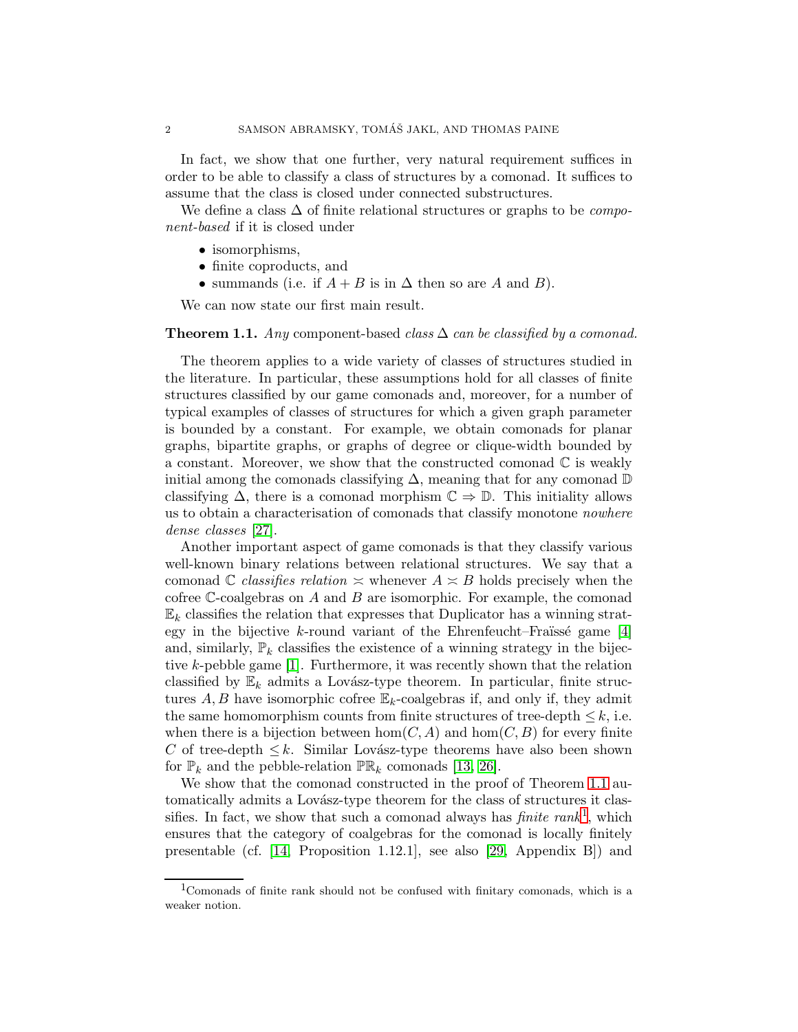In fact, we show that one further, very natural requirement suffices in order to be able to classify a class of structures by a comonad. It suffices to assume that the class is closed under connected substructures.

We define a class $\Delta$ of finite relational structures or graphs to be *component-based* if it is closed under

- isomorphisms,
- finite coproducts, and
- summands (i.e. if $A + B$ is in $\Delta$ then so are $A$ and $B$).

We can now state our first main result.

**Theorem 1.1.** *Any* component-based *class $\Delta$ can be classified by a comonad.*

The theorem applies to a wide variety of classes of structures studied in the literature. In particular, these assumptions hold for all classes of finite structures classified by our game comonads and, moreover, for a number of typical examples of classes of structures for which a given graph parameter is bounded by a constant. For example, we obtain comonads for planar graphs, bipartite graphs, or graphs of degree or clique-width bounded by a constant. Moreover, we show that the constructed comonad $\mathbb{C}$ is weakly initial among the comonads classifying $\Delta$, meaning that for any comonad $\mathbb{D}$ classifying $\Delta$, there is a comonad morphism $\mathbb{C} \Rightarrow \mathbb{D}$. This initiality allows us to obtain a characterisation of comonads that classify monotone *nowhere dense classes* [27].

Another important aspect of game comonads is that they classify various well-known binary relations between relational structures. We say that a comonad $\mathbb{C}$ *classifies relation* $\asymp$ whenever $A \asymp B$ holds precisely when the cofree $\mathbb{C}$-coalgebras on $A$ and $B$ are isomorphic. For example, the comonad $\mathbb{E}_k$ classifies the relation that expresses that Duplicator has a winning strategy in the bijective $k$-round variant of the Ehrenfeucht–Fraïssé game [4] and, similarly, $\mathbb{P}_k$ classifies the existence of a winning strategy in the bijective $k$-pebble game [1]. Furthermore, it was recently shown that the relation classified by $\mathbb{E}_k$ admits a Lovász-type theorem. In particular, finite structures $A, B$ have isomorphic cofree $\mathbb{E}_k$-coalgebras if, and only if, they admit the same homomorphism counts from finite structures of tree-depth $\leq k$, i.e. when there is a bijection between $\hom(C, A)$ and $\hom(C, B)$ for every finite $C$ of tree-depth $\leq k$. Similar Lovász-type theorems have also been shown for $\mathbb{P}_k$ and the pebble-relation $\mathbb{PR}_k$ comonads [13, 26].

We show that the comonad constructed in the proof of Theorem 1.1 automatically admits a Lovász-type theorem for the class of structures it classifies. In fact, we show that such a comonad always has *finite rank*[1], which ensures that the category of coalgebras for the comonad is locally finitely presentable (cf. [14, Proposition 1.12.1], see also [29, Appendix B]) and

[1]Comonads of finite rank should not be confused with finitary comonads, which is a weaker notion.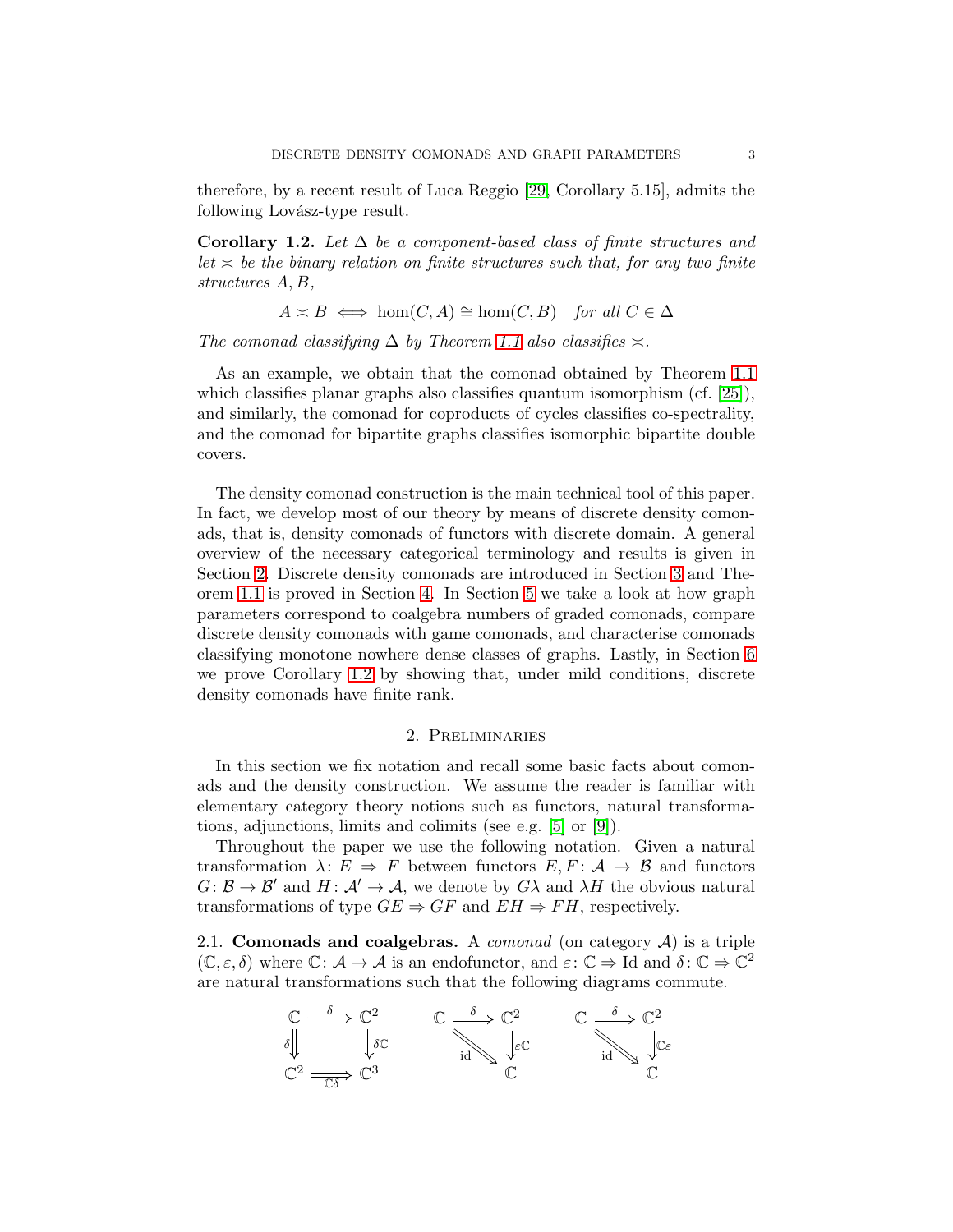therefore, by a recent result of Luca Reggio [29, Corollary 5.15], admits the following Lovász-type result.

**Corollary 1.2.** *Let $\Delta$ be a component-based class of finite structures and let $\asymp$ be the binary relation on finite structures such that, for any two finite structures $A, B$,*

$$A \asymp B \iff \hom(C, A) \cong \hom(C, B) \quad \text{for all } C \in \Delta$$

*The comonad classifying $\Delta$ by Theorem 1.1 also classifies $\asymp$.*

As an example, we obtain that the comonad obtained by Theorem 1.1 which classifies planar graphs also classifies quantum isomorphism (cf. [25]), and similarly, the comonad for coproducts of cycles classifies co-spectrality, and the comonad for bipartite graphs classifies isomorphic bipartite double covers.

The density comonad construction is the main technical tool of this paper. In fact, we develop most of our theory by means of discrete density comonads, that is, density comonads of functors with discrete domain. A general overview of the necessary categorical terminology and results is given in Section 2. Discrete density comonads are introduced in Section 3 and Theorem 1.1 is proved in Section 4. In Section 5 we take a look at how graph parameters correspond to coalgebra numbers of graded comonads, compare discrete density comonads with game comonads, and characterise comonads classifying monotone nowhere dense classes of graphs. Lastly, in Section 6 we prove Corollary 1.2 by showing that, under mild conditions, discrete density comonads have finite rank.

## 2. Preliminaries

In this section we fix notation and recall some basic facts about comonads and the density construction. We assume the reader is familiar with elementary category theory notions such as functors, natural transformations, adjunctions, limits and colimits (see e.g. [5] or [9]).

Throughout the paper we use the following notation. Given a natural transformation $\lambda\colon E \Rightarrow F$ between functors $E, F\colon \mathcal{A} \to \mathcal{B}$ and functors $G\colon \mathcal{B} \to \mathcal{B}'$ and $H\colon \mathcal{A}' \to \mathcal{A}$, we denote by $G\lambda$ and $\lambda H$ the obvious natural transformations of type $GE \Rightarrow GF$ and $EH \Rightarrow FH$, respectively.

2.1. **Comonads and coalgebras.** A *comonad* (on category $\mathcal{A}$) is a triple $(\mathbb{C}, \varepsilon, \delta)$ where $\mathbb{C}\colon \mathcal{A} \to \mathcal{A}$ is an endofunctor, and $\varepsilon\colon \mathbb{C} \Rightarrow \mathrm{Id}$ and $\delta\colon \mathbb{C} \Rightarrow \mathbb{C}^2$ are natural transformations such that the following diagrams commute.

$$\begin{array}{ccc} \mathbb{C} & \xrightarrow{\ \delta\ } & \mathbb{C}^2 \\ {\scriptstyle\delta}\Downarrow & & \Downarrow{\scriptstyle\delta\mathbb{C}} \\ \mathbb{C}^2 & \xrightarrow[\ \mathbb{C}\delta\ ]{} & \mathbb{C}^3 \end{array} \qquad \begin{array}{ccc} \mathbb{C} & \xrightarrow{\ \delta\ } & \mathbb{C}^2 \\ & {\scriptstyle\mathrm{id}}\searrow & \Downarrow{\scriptstyle\varepsilon\mathbb{C}} \\ & & \mathbb{C} \end{array} \qquad \begin{array}{ccc} \mathbb{C} & \xrightarrow{\ \delta\ } & \mathbb{C}^2 \\ & {\scriptstyle\mathrm{id}}\searrow & \Downarrow{\scriptstyle\mathbb{C}\varepsilon} \\ & & \mathbb{C} \end{array}$$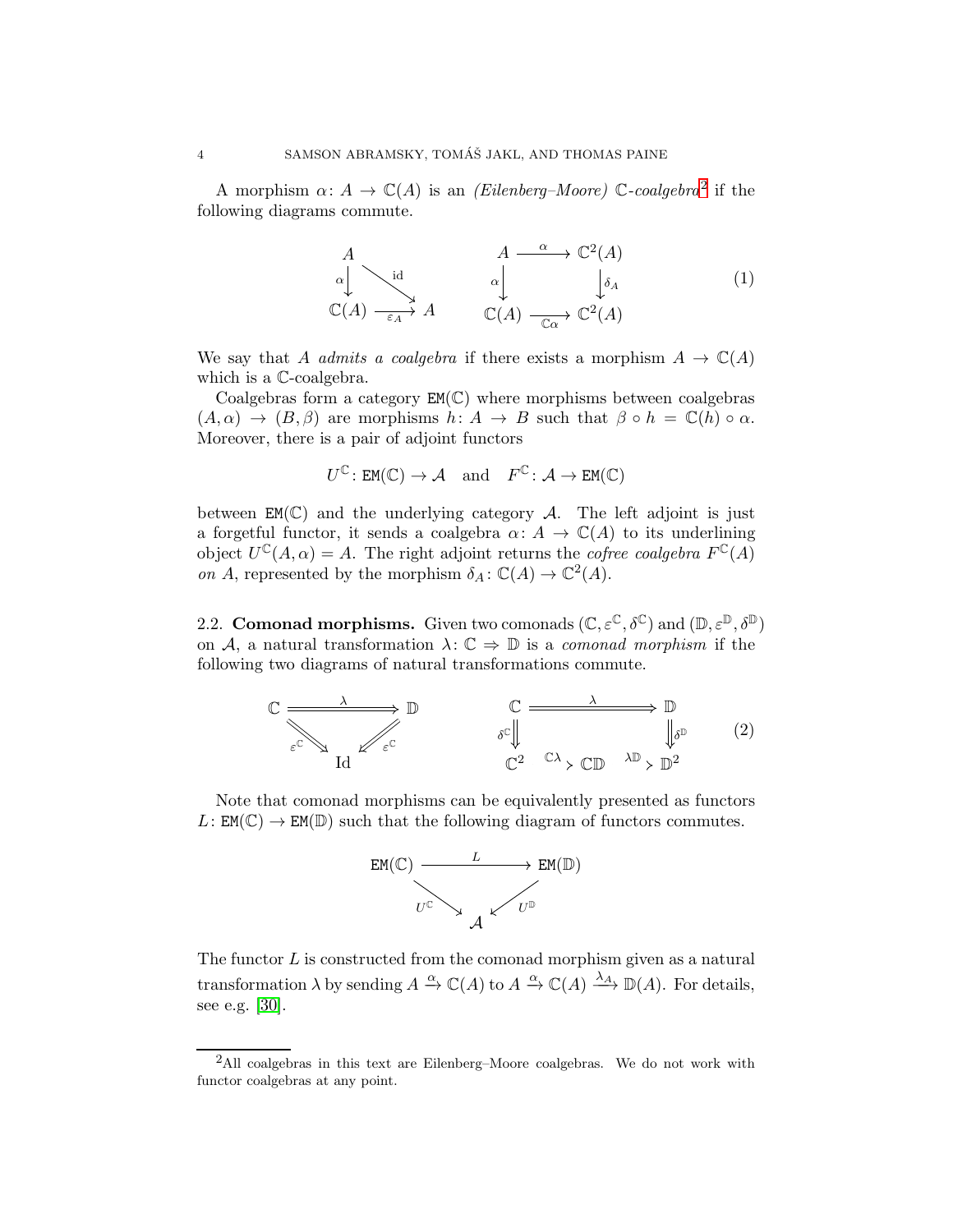A morphism $\alpha\colon A \to \mathbb{C}(A)$ is an *(Eilenberg–Moore)* $\mathbb{C}$*-coalgebra*[2] if the following diagrams commute.

$$
\begin{array}{ccc}
A & & \\
{\scriptstyle\alpha}\downarrow & \searrow^{\mathrm{id}} & \\
\mathbb{C}(A) & \xrightarrow{\varepsilon_A} & A
\end{array}
\qquad\qquad
\begin{array}{ccc}
A & \xrightarrow{\alpha} & \mathbb{C}^2(A) \\
{\scriptstyle\alpha}\downarrow & & \downarrow{\scriptstyle\delta_A} \\
\mathbb{C}(A) & \xrightarrow{\mathbb{C}\alpha} & \mathbb{C}^2(A)
\end{array}
\tag{1}
$$

We say that $A$ *admits a coalgebra* if there exists a morphism $A \to \mathbb{C}(A)$ which is a $\mathbb{C}$-coalgebra.

Coalgebras form a category $\mathtt{EM}(\mathbb{C})$ where morphisms between coalgebras $(A, \alpha) \to (B, \beta)$ are morphisms $h\colon A \to B$ such that $\beta \circ h = \mathbb{C}(h) \circ \alpha$. Moreover, there is a pair of adjoint functors

$$U^{\mathbb{C}}\colon \mathtt{EM}(\mathbb{C}) \to \mathcal{A} \quad \text{and} \quad F^{\mathbb{C}}\colon \mathcal{A} \to \mathtt{EM}(\mathbb{C})$$

between $\mathtt{EM}(\mathbb{C})$ and the underlying category $\mathcal{A}$. The left adjoint is just a forgetful functor, it sends a coalgebra $\alpha\colon A \to \mathbb{C}(A)$ to its underlining object $U^{\mathbb{C}}(A, \alpha) = A$. The right adjoint returns the *cofree coalgebra* $F^{\mathbb{C}}(A)$ *on* $A$, represented by the morphism $\delta_A\colon \mathbb{C}(A) \to \mathbb{C}^2(A)$.

## 2.2. Comonad morphisms.

Given two comonads $(\mathbb{C}, \varepsilon^{\mathbb{C}}, \delta^{\mathbb{C}})$ and $(\mathbb{D}, \varepsilon^{\mathbb{D}}, \delta^{\mathbb{D}})$ on $\mathcal{A}$, a natural transformation $\lambda\colon \mathbb{C} \Rightarrow \mathbb{D}$ is a *comonad morphism* if the following two diagrams of natural transformations commute.

$$
\begin{array}{ccc}
\mathbb{C} & \xRightarrow{\lambda} & \mathbb{D} \\
& {\scriptstyle\varepsilon^{\mathbb{C}}}\searrow \quad \swarrow{\scriptstyle\varepsilon^{\mathbb{C}}} & \\
& \mathrm{Id} &
\end{array}
\qquad\qquad
\begin{array}{ccccc}
\mathbb{C} & & \xRightarrow{\lambda} & & \mathbb{D} \\
{\scriptstyle\delta^{\mathbb{C}}}\Downarrow & & & & \Downarrow{\scriptstyle\delta^{\mathbb{D}}} \\
\mathbb{C}^2 & \xrightarrow{\mathbb{C}\lambda} & \mathbb{C}\mathbb{D} & \xrightarrow{\lambda\mathbb{D}} & \mathbb{D}^2
\end{array}
\tag{2}
$$

Note that comonad morphisms can be equivalently presented as functors $L\colon \mathtt{EM}(\mathbb{C}) \to \mathtt{EM}(\mathbb{D})$ such that the following diagram of functors commutes.

$$
\begin{array}{ccc}
\mathtt{EM}(\mathbb{C}) & \xrightarrow{L} & \mathtt{EM}(\mathbb{D}) \\
& {\scriptstyle U^{\mathbb{C}}}\searrow \quad \swarrow{\scriptstyle U^{\mathbb{D}}} & \\
& \mathcal{A} &
\end{array}
$$

The functor $L$ is constructed from the comonad morphism given as a natural transformation $\lambda$ by sending $A \xrightarrow{\alpha} \mathbb{C}(A)$ to $A \xrightarrow{\alpha} \mathbb{C}(A) \xrightarrow{\lambda_A} \mathbb{D}(A)$. For details, see e.g. [30].

[2] All coalgebras in this text are Eilenberg–Moore coalgebras. We do not work with functor coalgebras at any point.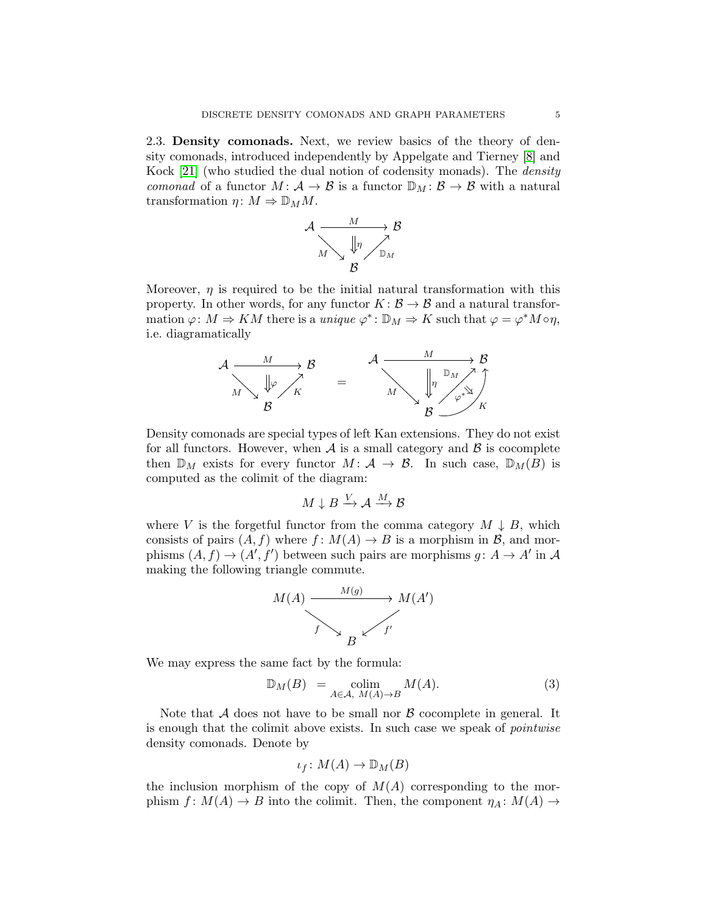**2.3. Density comonads.** Next, we review basics of the theory of density comonads, introduced independently by Appelgate and Tierney [8] and Kock [21] (who studied the dual notion of codensity monads). The *density comonad* of a functor $M\colon \mathcal{A} \to \mathcal{B}$ is a functor $\mathbb{D}_M\colon \mathcal{B} \to \mathcal{B}$ with a natural transformation $\eta\colon M \Rightarrow \mathbb{D}_M M$.

$$\begin{array}{ccc} \mathcal{A} & \xrightarrow{\quad M \quad} & \mathcal{B} \\ & {\scriptstyle M}\searrow \;\; \Downarrow\eta \;\; \nearrow{\scriptstyle \mathbb{D}_M} & \\ & \mathcal{B} & \end{array}$$

Moreover, $\eta$ is required to be the initial natural transformation with this property. In other words, for any functor $K\colon \mathcal{B} \to \mathcal{B}$ and a natural transformation $\varphi\colon M \Rightarrow KM$ there is a *unique* $\varphi^*\colon \mathbb{D}_M \Rightarrow K$ such that $\varphi = \varphi^* M \circ \eta$, i.e. diagramatically

$$\begin{array}{ccc} \mathcal{A} & \xrightarrow{\quad M \quad} & \mathcal{B} \\ & {\scriptstyle M}\searrow \;\; \Downarrow\varphi \;\; \nearrow{\scriptstyle K} & \\ & \mathcal{B} & \end{array} \quad = \quad \begin{array}{ccc} \mathcal{A} & \xrightarrow{\quad M \quad} & \mathcal{B} \\ & {\scriptstyle M}\searrow \;\; \Downarrow\eta \;\; \nearrow{\scriptstyle \mathbb{D}_M} \; \Downarrow\varphi^* \; \uparrow{\scriptstyle K} & \\ & \mathcal{B} & \end{array}$$

Density comonads are special types of left Kan extensions. They do not exist for all functors. However, when $\mathcal{A}$ is a small category and $\mathcal{B}$ is cocomplete then $\mathbb{D}_M$ exists for every functor $M\colon \mathcal{A} \to \mathcal{B}$. In such case, $\mathbb{D}_M(B)$ is computed as the colimit of the diagram:

$$M \downarrow B \xrightarrow{V} \mathcal{A} \xrightarrow{M} \mathcal{B}$$

where $V$ is the forgetful functor from the comma category $M \downarrow B$, which consists of pairs $(A, f)$ where $f\colon M(A) \to B$ is a morphism in $\mathcal{B}$, and morphisms $(A, f) \to (A', f')$ between such pairs are morphisms $g\colon A \to A'$ in $\mathcal{A}$ making the following triangle commute.

$$\begin{array}{ccc} M(A) & \xrightarrow{\quad M(g) \quad} & M(A') \\ & {\scriptstyle f}\searrow \quad \swarrow{\scriptstyle f'} & \\ & B & \end{array}$$

We may express the same fact by the formula:

$$\mathbb{D}_M(B) \;\; = \operatorname*{colim}_{A \in \mathcal{A},\; M(A) \to B} M(A). \tag{3}$$

Note that $\mathcal{A}$ does not have to be small nor $\mathcal{B}$ cocomplete in general. It is enough that the colimit above exists. In such case we speak of *pointwise* density comonads. Denote by

$$\iota_f\colon M(A) \to \mathbb{D}_M(B)$$

the inclusion morphism of the copy of $M(A)$ corresponding to the morphism $f\colon M(A) \to B$ into the colimit. Then, the component $\eta_A\colon M(A) \to$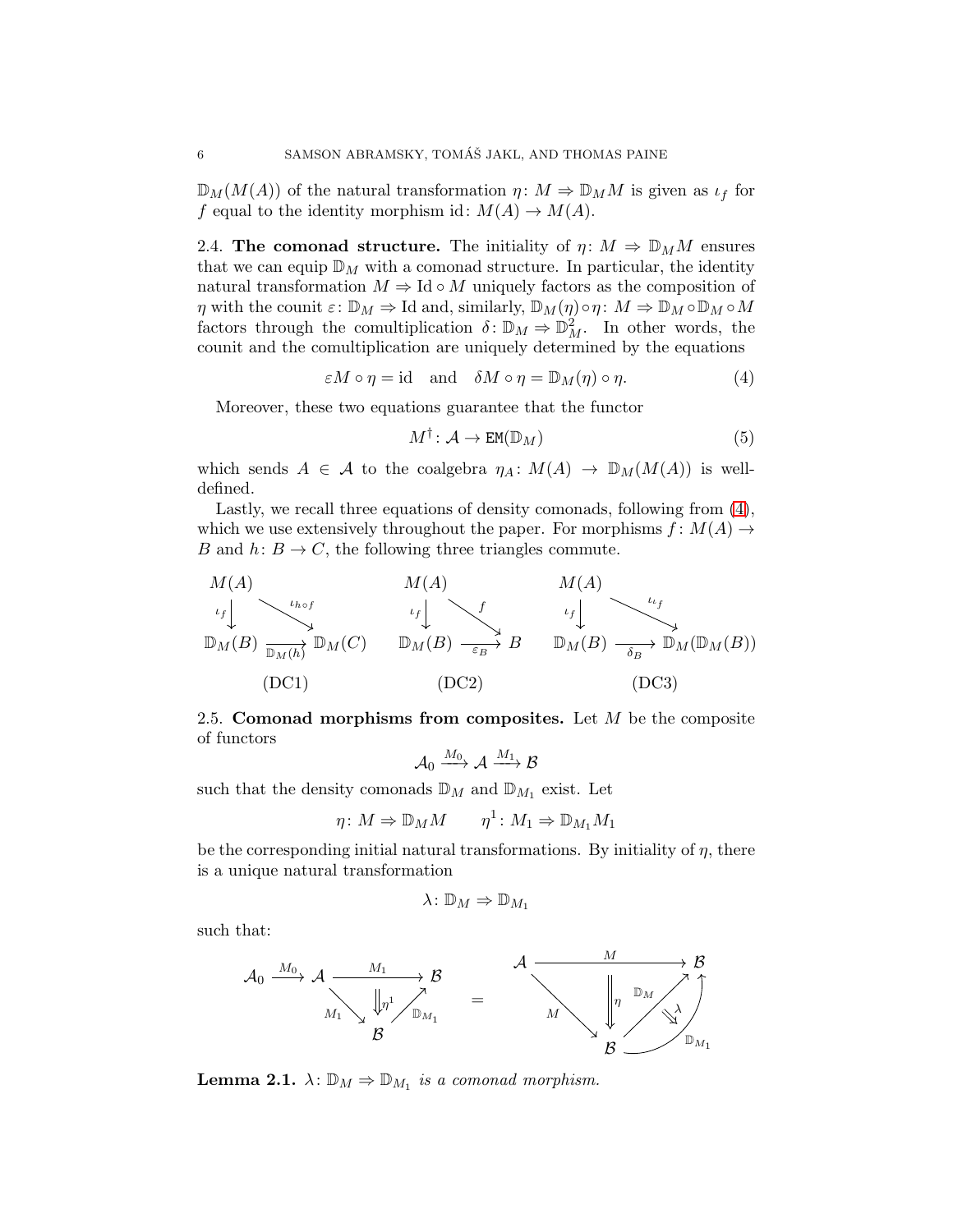$\mathbb{D}_M(M(A))$ of the natural transformation $\eta\colon M \Rightarrow \mathbb{D}_M M$ is given as $\iota_f$ for $f$ equal to the identity morphism $\mathrm{id}\colon M(A) \to M(A)$.

2.4. **The comonad structure.** The initiality of $\eta\colon M \Rightarrow \mathbb{D}_M M$ ensures that we can equip $\mathbb{D}_M$ with a comonad structure. In particular, the identity natural transformation $M \Rightarrow \mathrm{Id} \circ M$ uniquely factors as the composition of $\eta$ with the counit $\varepsilon\colon \mathbb{D}_M \Rightarrow \mathrm{Id}$ and, similarly, $\mathbb{D}_M(\eta) \circ \eta\colon M \Rightarrow \mathbb{D}_M \circ \mathbb{D}_M \circ M$ factors through the comultiplication $\delta\colon \mathbb{D}_M \Rightarrow \mathbb{D}_M^2$. In other words, the counit and the comultiplication are uniquely determined by the equations

$$\varepsilon M \circ \eta = \mathrm{id} \quad \text{and} \quad \delta M \circ \eta = \mathbb{D}_M(\eta) \circ \eta. \tag{4}$$

Moreover, these two equations guarantee that the functor

$$M^\dagger\colon \mathcal{A} \to \mathtt{EM}(\mathbb{D}_M) \tag{5}$$

which sends $A \in \mathcal{A}$ to the coalgebra $\eta_A\colon M(A) \to \mathbb{D}_M(M(A))$ is well-defined.

Lastly, we recall three equations of density comonads, following from (4), which we use extensively throughout the paper. For morphisms $f\colon M(A) \to B$ and $h\colon B \to C$, the following three triangles commute.

$$\begin{array}{ccc}
\text{(DC1)}: \ \mathbb{D}_M(h) \circ \iota_f = \iota_{h\circ f}\colon M(A) \to \mathbb{D}_M(C) &
\text{(DC2)}: \ \varepsilon_B \circ \iota_f = f\colon M(A) \to B &
\text{(DC3)}: \ \delta_B \circ \iota_f = \iota_{\iota_f}\colon M(A) \to \mathbb{D}_M(\mathbb{D}_M(B))
\end{array}$$

2.5. **Comonad morphisms from composites.** Let $M$ be the composite of functors

$$\mathcal{A}_0 \xrightarrow{M_0} \mathcal{A} \xrightarrow{M_1} \mathcal{B}$$

such that the density comonads $\mathbb{D}_M$ and $\mathbb{D}_{M_1}$ exist. Let

$$\eta\colon M \Rightarrow \mathbb{D}_M M \qquad \eta^1\colon M_1 \Rightarrow \mathbb{D}_{M_1} M_1$$

be the corresponding initial natural transformations. By initiality of $\eta$, there is a unique natural transformation

$$\lambda\colon \mathbb{D}_M \Rightarrow \mathbb{D}_{M_1}$$

such that:

$$\eta^1 M_0 = \lambda M \circ \eta \colon M \Rightarrow \mathbb{D}_{M_1} M$$

(i.e. the 2-cell $\eta^1$ of $\mathcal{A}_0 \xrightarrow{M_0} \mathcal{A}$ with $M_1\colon \mathcal{A} \to \mathcal{B}$, $\mathbb{D}_{M_1}\colon \mathcal{B} \to \mathcal{B}$ equals the pasting of $\eta\colon M \Rightarrow \mathbb{D}_M M$ with $\lambda\colon \mathbb{D}_M \Rightarrow \mathbb{D}_{M_1}$.)

**Lemma 2.1.** *$\lambda\colon \mathbb{D}_M \Rightarrow \mathbb{D}_{M_1}$ is a comonad morphism.*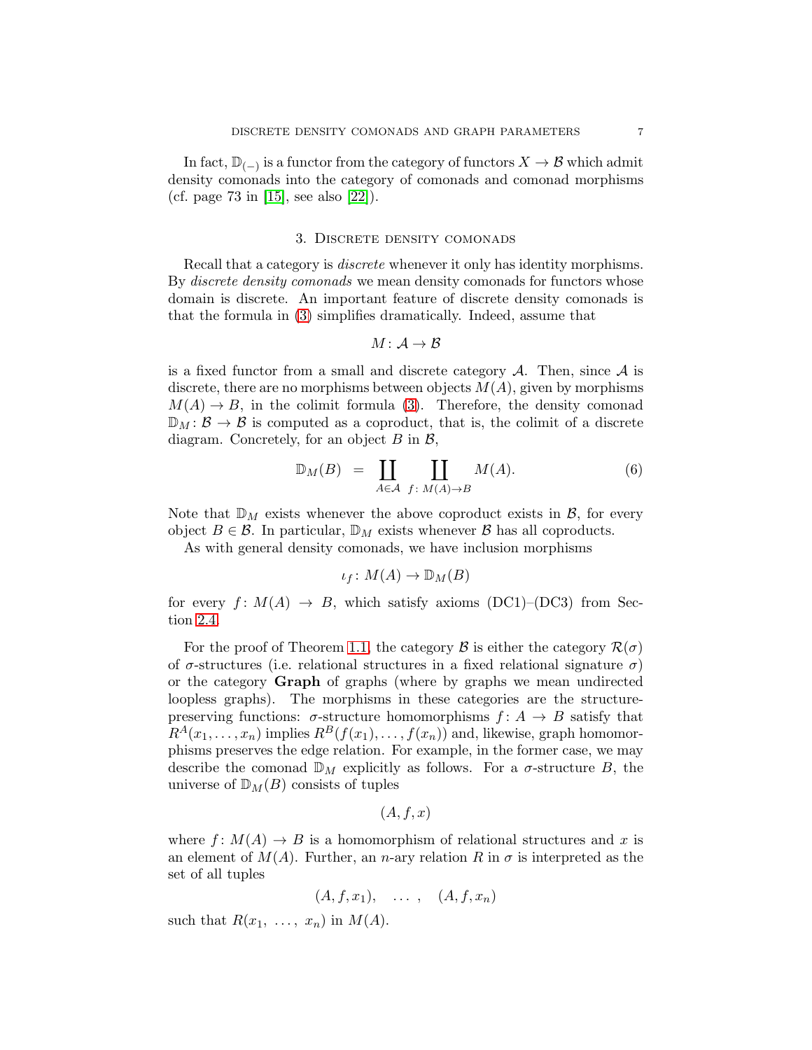In fact, $\mathbb{D}_{(-)}$ is a functor from the category of functors $X \to \mathcal{B}$ which admit density comonads into the category of comonads and comonad morphisms (cf. page 73 in [15], see also [22]).

## 3. Discrete density comonads

Recall that a category is *discrete* whenever it only has identity morphisms. By *discrete density comonads* we mean density comonads for functors whose domain is discrete. An important feature of discrete density comonads is that the formula in (3) simplifies dramatically. Indeed, assume that

$$M : \mathcal{A} \to \mathcal{B}$$

is a fixed functor from a small and discrete category $\mathcal{A}$. Then, since $\mathcal{A}$ is discrete, there are no morphisms between objects $M(A)$, given by morphisms $M(A) \to B$, in the colimit formula (3). Therefore, the density comonad $\mathbb{D}_M : \mathcal{B} \to \mathcal{B}$ is computed as a coproduct, that is, the colimit of a discrete diagram. Concretely, for an object $B$ in $\mathcal{B}$,

$$\mathbb{D}_M(B) \;=\; \coprod_{A \in \mathcal{A}} \; \coprod_{f \colon M(A) \to B} M(A). \tag{6}$$

Note that $\mathbb{D}_M$ exists whenever the above coproduct exists in $\mathcal{B}$, for every object $B \in \mathcal{B}$. In particular, $\mathbb{D}_M$ exists whenever $\mathcal{B}$ has all coproducts.

As with general density comonads, we have inclusion morphisms

$$\iota_f : M(A) \to \mathbb{D}_M(B)$$

for every $f : M(A) \to B$, which satisfy axioms (DC1)–(DC3) from Section 2.4.

For the proof of Theorem 1.1, the category $\mathcal{B}$ is either the category $\mathcal{R}(\sigma)$ of $\sigma$-structures (i.e. relational structures in a fixed relational signature $\sigma$) or the category **Graph** of graphs (where by graphs we mean undirected loopless graphs). The morphisms in these categories are the structure-preserving functions: $\sigma$-structure homomorphisms $f : A \to B$ satisfy that $R^A(x_1, \dots, x_n)$ implies $R^B(f(x_1), \dots, f(x_n))$ and, likewise, graph homomorphisms preserves the edge relation. For example, in the former case, we may describe the comonad $\mathbb{D}_M$ explicitly as follows. For a $\sigma$-structure $B$, the universe of $\mathbb{D}_M(B)$ consists of tuples

$$(A, f, x)$$

where $f : M(A) \to B$ is a homomorphism of relational structures and $x$ is an element of $M(A)$. Further, an $n$-ary relation $R$ in $\sigma$ is interpreted as the set of all tuples

$$(A, f, x_1), \quad \dots\,, \quad (A, f, x_n)$$

such that $R(x_1,\ \dots,\ x_n)$ in $M(A)$.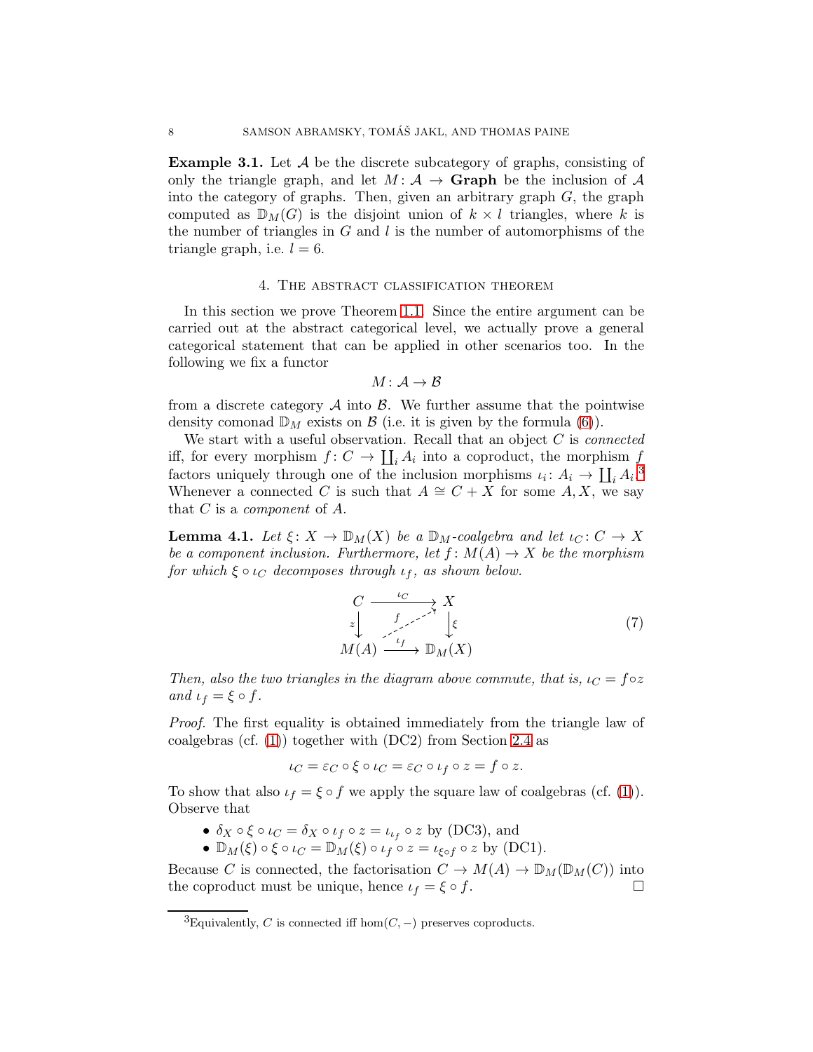**Example 3.1.** Let $\mathcal{A}$ be the discrete subcategory of graphs, consisting of only the triangle graph, and let $M\colon \mathcal{A} \to \mathbf{Graph}$ be the inclusion of $\mathcal{A}$ into the category of graphs. Then, given an arbitrary graph $G$, the graph computed as $\mathbb{D}_M(G)$ is the disjoint union of $k \times l$ triangles, where $k$ is the number of triangles in $G$ and $l$ is the number of automorphisms of the triangle graph, i.e. $l = 6$.

## 4. The abstract classification theorem

In this section we prove Theorem 1.1. Since the entire argument can be carried out at the abstract categorical level, we actually prove a general categorical statement that can be applied in other scenarios too. In the following we fix a functor

$$M\colon \mathcal{A} \to \mathcal{B}$$

from a discrete category $\mathcal{A}$ into $\mathcal{B}$. We further assume that the pointwise density comonad $\mathbb{D}_M$ exists on $\mathcal{B}$ (i.e. it is given by the formula (6)).

We start with a useful observation. Recall that an object $C$ is *connected* iff, for every morphism $f\colon C \to \coprod_i A_i$ into a coproduct, the morphism $f$ factors uniquely through one of the inclusion morphisms $\iota_i\colon A_i \to \coprod_i A_i$.[3] Whenever a connected $C$ is such that $A \cong C + X$ for some $A, X$, we say that $C$ is a *component* of $A$.

**Lemma 4.1.** *Let $\xi\colon X \to \mathbb{D}_M(X)$ be a $\mathbb{D}_M$-coalgebra and let $\iota_C\colon C \to X$ be a component inclusion. Furthermore, let $f\colon M(A) \to X$ be the morphism for which $\xi \circ \iota_C$ decomposes through $\iota_f$, as shown below.*

$$\begin{array}{ccc} C & \xrightarrow{\ \iota_C\ } & X \\ {\scriptstyle z}\downarrow & \overset{f}{\nearrow} & \downarrow{\scriptstyle \xi} \\ M(A) & \xrightarrow{\ \iota_f\ } & \mathbb{D}_M(X) \end{array} \tag{7}$$

*Then, also the two triangles in the diagram above commute, that is, $\iota_C = f \circ z$ and $\iota_f = \xi \circ f$.*

*Proof.* The first equality is obtained immediately from the triangle law of coalgebras (cf. (1)) together with (DC2) from Section 2.4 as

$$\iota_C = \varepsilon_C \circ \xi \circ \iota_C = \varepsilon_C \circ \iota_f \circ z = f \circ z.$$

To show that also $\iota_f = \xi \circ f$ we apply the square law of coalgebras (cf. (1)). Observe that

- $\delta_X \circ \xi \circ \iota_C = \delta_X \circ \iota_f \circ z = \iota_{\iota_f} \circ z$ by (DC3), and
- $\mathbb{D}_M(\xi) \circ \xi \circ \iota_C = \mathbb{D}_M(\xi) \circ \iota_f \circ z = \iota_{\xi \circ f} \circ z$ by (DC1).

Because $C$ is connected, the factorisation $C \to M(A) \to \mathbb{D}_M(\mathbb{D}_M(C))$ into the coproduct must be unique, hence $\iota_f = \xi \circ f$. $\square$

[3] Equivalently, $C$ is connected iff $\hom(C, -)$ preserves coproducts.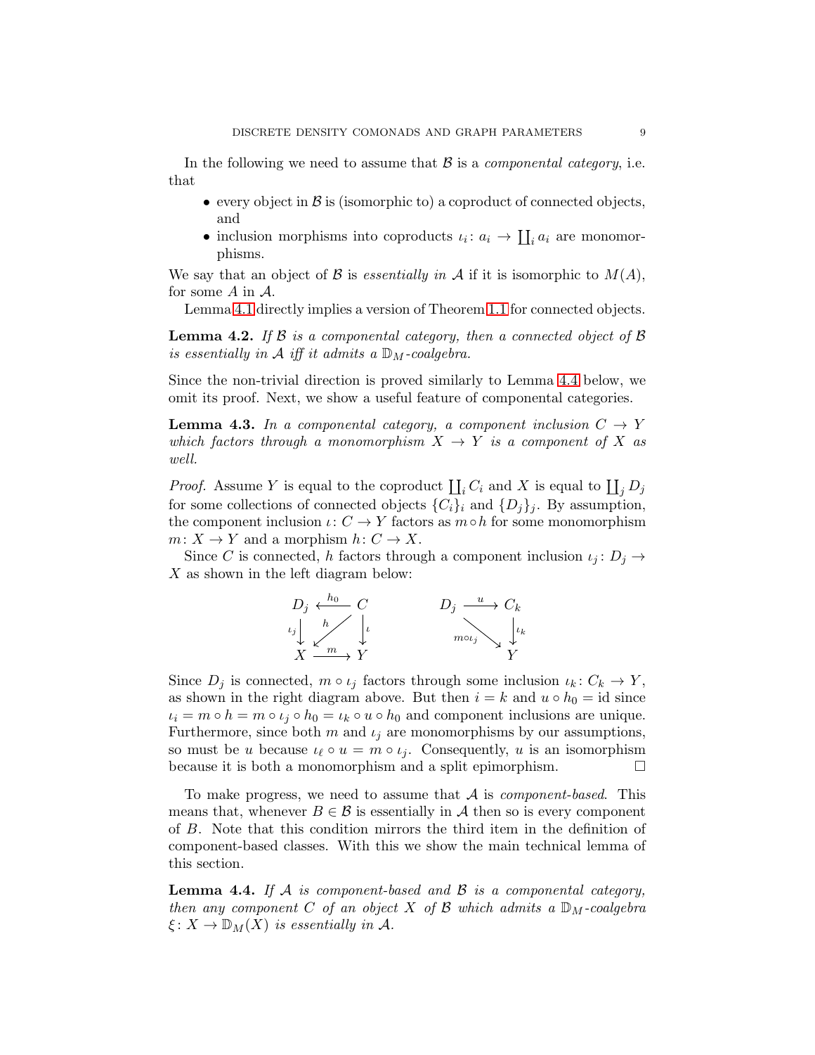In the following we need to assume that $\mathcal{B}$ is a *componental category*, i.e. that

- every object in $\mathcal{B}$ is (isomorphic to) a coproduct of connected objects, and
- inclusion morphisms into coproducts $\iota_i \colon a_i \to \coprod_i a_i$ are monomorphisms.

We say that an object of $\mathcal{B}$ is *essentially in* $\mathcal{A}$ if it is isomorphic to $M(A)$, for some $A$ in $\mathcal{A}$.

Lemma 4.1 directly implies a version of Theorem 1.1 for connected objects.

**Lemma 4.2.** *If $\mathcal{B}$ is a componental category, then a connected object of $\mathcal{B}$ is essentially in $\mathcal{A}$ iff it admits a $\mathbb{D}_M$-coalgebra.*

Since the non-trivial direction is proved similarly to Lemma 4.4 below, we omit its proof. Next, we show a useful feature of componental categories.

**Lemma 4.3.** *In a componental category, a component inclusion $C \to Y$ which factors through a monomorphism $X \to Y$ is a component of $X$ as well.*

*Proof.* Assume $Y$ is equal to the coproduct $\coprod_i C_i$ and $X$ is equal to $\coprod_j D_j$ for some collections of connected objects $\{C_i\}_i$ and $\{D_j\}_j$. By assumption, the component inclusion $\iota \colon C \to Y$ factors as $m \circ h$ for some monomorphism $m \colon X \to Y$ and a morphism $h \colon C \to X$.

Since $C$ is connected, $h$ factors through a component inclusion $\iota_j \colon D_j \to X$ as shown in the left diagram below:

$$
\begin{array}{ccc}
D_j & \xleftarrow{h_0} & C \\
{\scriptstyle \iota_j}\downarrow & \swarrow{\scriptstyle h} & \downarrow{\scriptstyle \iota} \\
X & \xrightarrow{m} & Y
\end{array}
\qquad\qquad
\begin{array}{ccc}
D_j & \xrightarrow{u} & C_k \\
 & \searrow{\scriptstyle m\circ\iota_j} & \downarrow{\scriptstyle \iota_k} \\
 & & Y
\end{array}
$$

Since $D_j$ is connected, $m \circ \iota_j$ factors through some inclusion $\iota_k \colon C_k \to Y$, as shown in the right diagram above. But then $i = k$ and $u \circ h_0 = \mathrm{id}$ since $\iota_i = m \circ h = m \circ \iota_j \circ h_0 = \iota_k \circ u \circ h_0$ and component inclusions are unique. Furthermore, since both $m$ and $\iota_j$ are monomorphisms by our assumptions, so must be $u$ because $\iota_\ell \circ u = m \circ \iota_j$. Consequently, $u$ is an isomorphism because it is both a monomorphism and a split epimorphism. $\square$

To make progress, we need to assume that $\mathcal{A}$ is *component-based*. This means that, whenever $B \in \mathcal{B}$ is essentially in $\mathcal{A}$ then so is every component of $B$. Note that this condition mirrors the third item in the definition of component-based classes. With this we show the main technical lemma of this section.

**Lemma 4.4.** *If $\mathcal{A}$ is component-based and $\mathcal{B}$ is a componental category, then any component $C$ of an object $X$ of $\mathcal{B}$ which admits a $\mathbb{D}_M$-coalgebra $\xi \colon X \to \mathbb{D}_M(X)$ is essentially in $\mathcal{A}$.*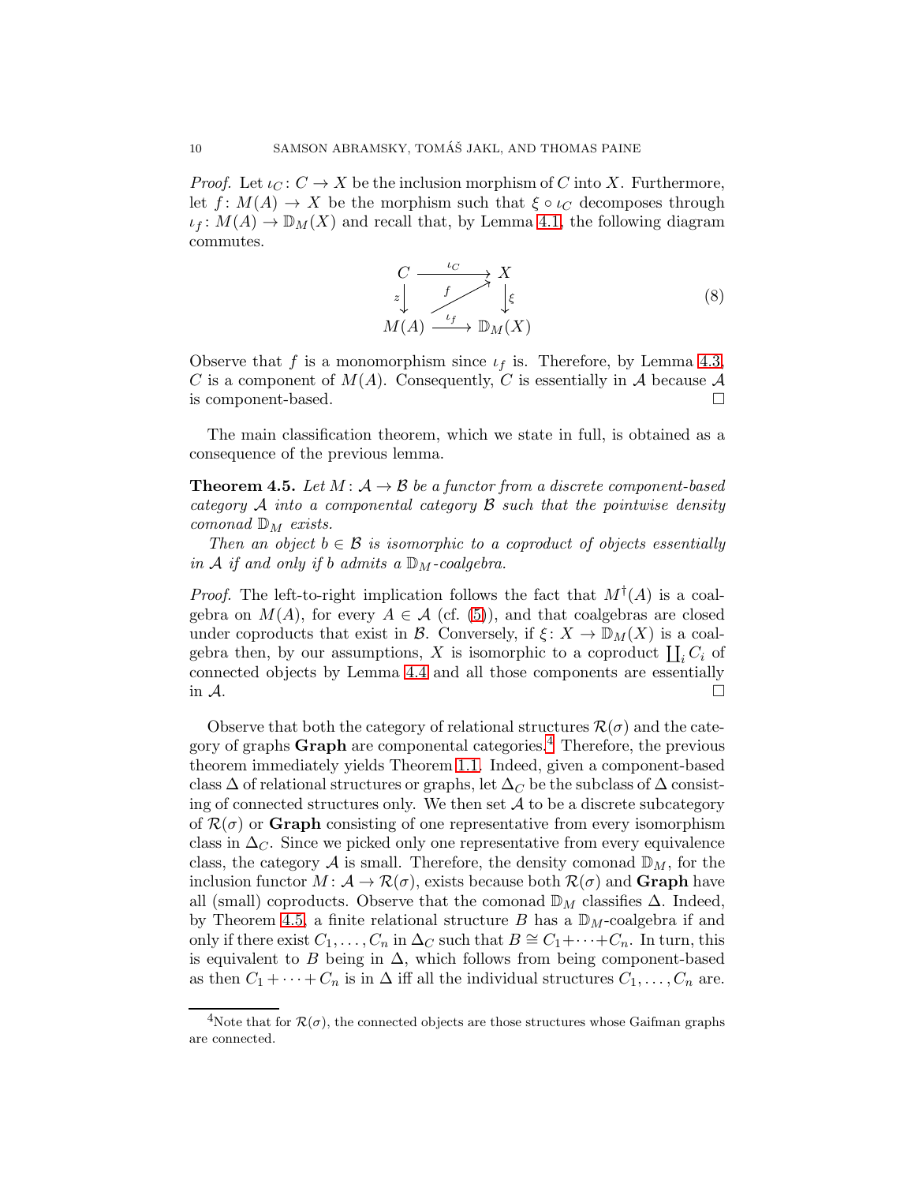*Proof.* Let $\iota_C \colon C \to X$ be the inclusion morphism of $C$ into $X$. Furthermore, let $f \colon M(A) \to X$ be the morphism such that $\xi \circ \iota_C$ decomposes through $\iota_f \colon M(A) \to \mathbb{D}_M(X)$ and recall that, by Lemma 4.1, the following diagram commutes.

$$
\begin{array}{ccc}
C & \xrightarrow{\iota_C} & X \\
{\scriptstyle z}\downarrow & \overset{f}{\nearrow} & \downarrow{\scriptstyle \xi} \\
M(A) & \xrightarrow{\iota_f} & \mathbb{D}_M(X)
\end{array}
\tag{8}
$$

Observe that $f$ is a monomorphism since $\iota_f$ is. Therefore, by Lemma 4.3, $C$ is a component of $M(A)$. Consequently, $C$ is essentially in $\mathcal{A}$ because $\mathcal{A}$ is component-based. $\square$

The main classification theorem, which we state in full, is obtained as a consequence of the previous lemma.

**Theorem 4.5.** *Let $M \colon \mathcal{A} \to \mathcal{B}$ be a functor from a discrete component-based category $\mathcal{A}$ into a componental category $\mathcal{B}$ such that the pointwise density comonad $\mathbb{D}_M$ exists.*

*Then an object $b \in \mathcal{B}$ is isomorphic to a coproduct of objects essentially in $\mathcal{A}$ if and only if $b$ admits a $\mathbb{D}_M$-coalgebra.*

*Proof.* The left-to-right implication follows the fact that $M^\dagger(A)$ is a coalgebra on $M(A)$, for every $A \in \mathcal{A}$ (cf. (5)), and that coalgebras are closed under coproducts that exist in $\mathcal{B}$. Conversely, if $\xi \colon X \to \mathbb{D}_M(X)$ is a coalgebra then, by our assumptions, $X$ is isomorphic to a coproduct $\coprod_i C_i$ of connected objects by Lemma 4.4 and all those components are essentially in $\mathcal{A}$. $\square$

Observe that both the category of relational structures $\mathcal{R}(\sigma)$ and the category of graphs **Graph** are componental categories.[4] Therefore, the previous theorem immediately yields Theorem 1.1. Indeed, given a component-based class $\Delta$ of relational structures or graphs, let $\Delta_C$ be the subclass of $\Delta$ consisting of connected structures only. We then set $\mathcal{A}$ to be a discrete subcategory of $\mathcal{R}(\sigma)$ or **Graph** consisting of one representative from every isomorphism class in $\Delta_C$. Since we picked only one representative from every equivalence class, the category $\mathcal{A}$ is small. Therefore, the density comonad $\mathbb{D}_M$, for the inclusion functor $M \colon \mathcal{A} \to \mathcal{R}(\sigma)$, exists because both $\mathcal{R}(\sigma)$ and **Graph** have all (small) coproducts. Observe that the comonad $\mathbb{D}_M$ classifies $\Delta$. Indeed, by Theorem 4.5, a finite relational structure $B$ has a $\mathbb{D}_M$-coalgebra if and only if there exist $C_1, \dots, C_n$ in $\Delta_C$ such that $B \cong C_1 + \cdots + C_n$. In turn, this is equivalent to $B$ being in $\Delta$, which follows from being component-based as then $C_1 + \cdots + C_n$ is in $\Delta$ iff all the individual structures $C_1, \dots, C_n$ are.

[4] Note that for $\mathcal{R}(\sigma)$, the connected objects are those structures whose Gaifman graphs are connected.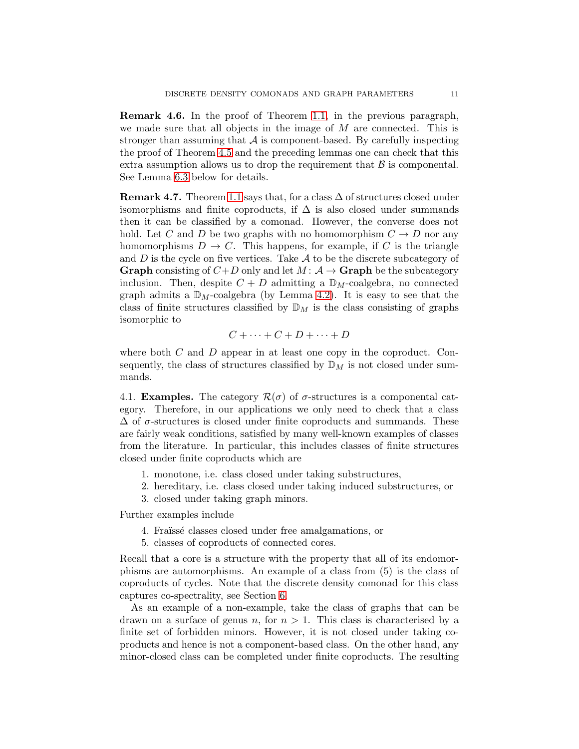**Remark 4.6.** In the proof of Theorem 1.1, in the previous paragraph, we made sure that all objects in the image of $M$ are connected. This is stronger than assuming that $\mathcal{A}$ is component-based. By carefully inspecting the proof of Theorem 4.5 and the preceding lemmas one can check that this extra assumption allows us to drop the requirement that $\mathcal{B}$ is componental. See Lemma 6.3 below for details.

**Remark 4.7.** Theorem 1.1 says that, for a class $\Delta$ of structures closed under isomorphisms and finite coproducts, if $\Delta$ is also closed under summands then it can be classified by a comonad. However, the converse does not hold. Let $C$ and $D$ be two graphs with no homomorphism $C \to D$ nor any homomorphisms $D \to C$. This happens, for example, if $C$ is the triangle and $D$ is the cycle on five vertices. Take $\mathcal{A}$ to be the discrete subcategory of **Graph** consisting of $C+D$ only and let $M\colon \mathcal{A} \to \mathbf{Graph}$ be the subcategory inclusion. Then, despite $C + D$ admitting a $\mathbb{D}_M$-coalgebra, no connected graph admits a $\mathbb{D}_M$-coalgebra (by Lemma 4.2). It is easy to see that the class of finite structures classified by $\mathbb{D}_M$ is the class consisting of graphs isomorphic to

$$C + \cdots + C + D + \cdots + D$$

where both $C$ and $D$ appear in at least one copy in the coproduct. Consequently, the class of structures classified by $\mathbb{D}_M$ is not closed under summands.

4.1. **Examples.** The category $\mathcal{R}(\sigma)$ of $\sigma$-structures is a componental category. Therefore, in our applications we only need to check that a class $\Delta$ of $\sigma$-structures is closed under finite coproducts and summands. These are fairly weak conditions, satisfied by many well-known examples of classes from the literature. In particular, this includes classes of finite structures closed under finite coproducts which are

1. monotone, i.e. class closed under taking substructures,
2. hereditary, i.e. class closed under taking induced substructures, or
3. closed under taking graph minors.

Further examples include

4. Fraïssé classes closed under free amalgamations, or
5. classes of coproducts of connected cores.

Recall that a core is a structure with the property that all of its endomorphisms are automorphisms. An example of a class from (5) is the class of coproducts of cycles. Note that the discrete density comonad for this class captures co-spectrality, see Section 6.

As an example of a non-example, take the class of graphs that can be drawn on a surface of genus $n$, for $n > 1$. This class is characterised by a finite set of forbidden minors. However, it is not closed under taking coproducts and hence is not a component-based class. On the other hand, any minor-closed class can be completed under finite coproducts. The resulting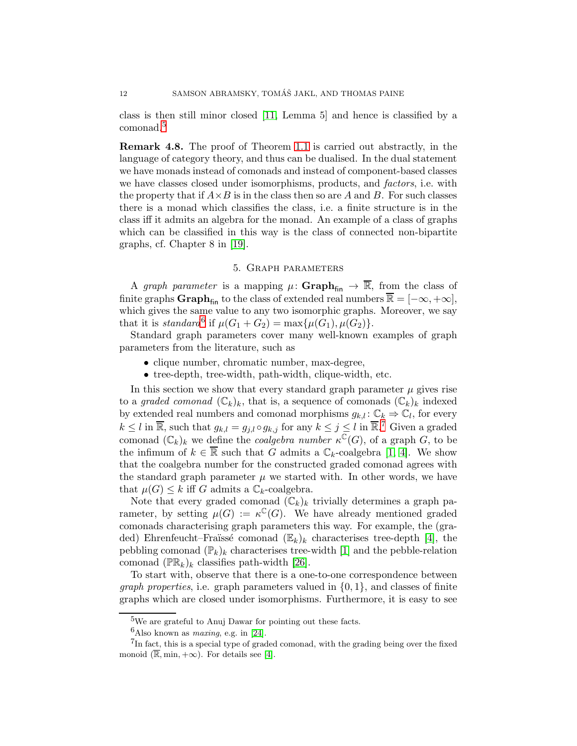class is then still minor closed [11, Lemma 5] and hence is classified by a comonad.[5]

**Remark 4.8.** The proof of Theorem 1.1 is carried out abstractly, in the language of category theory, and thus can be dualised. In the dual statement we have monads instead of comonads and instead of component-based classes we have classes closed under isomorphisms, products, and *factors*, i.e. with the property that if $A \times B$ is in the class then so are $A$ and $B$. For such classes there is a monad which classifies the class, i.e. a finite structure is in the class iff it admits an algebra for the monad. An example of a class of graphs which can be classified in this way is the class of connected non-bipartite graphs, cf. Chapter 8 in [19].

## 5. Graph parameters

A *graph parameter* is a mapping $\mu\colon \mathbf{Graph}_{\mathsf{fin}} \to \overline{\mathbb{R}}$, from the class of finite graphs $\mathbf{Graph}_{\mathsf{fin}}$ to the class of extended real numbers $\overline{\mathbb{R}} = [-\infty, +\infty]$, which gives the same value to any two isomorphic graphs. Moreover, we say that it is *standard*[6] if $\mu(G_1 + G_2) = \max\{\mu(G_1), \mu(G_2)\}$.

Standard graph parameters cover many well-known examples of graph parameters from the literature, such as

- clique number, chromatic number, max-degree,
- tree-depth, tree-width, path-width, clique-width, etc.

In this section we show that every standard graph parameter $\mu$ gives rise to a *graded comonad* $(\mathbb{C}_k)_k$, that is, a sequence of comonads $(\mathbb{C}_k)_k$ indexed by extended real numbers and comonad morphisms $g_{k,l}\colon \mathbb{C}_k \Rightarrow \mathbb{C}_l$, for every $k \leq l$ in $\overline{\mathbb{R}}$, such that $g_{k,l} = g_{j,l} \circ g_{k,j}$ for any $k \leq j \leq l$ in $\overline{\mathbb{R}}$.[7] Given a graded comonad $(\mathbb{C}_k)_k$ we define the *coalgebra number* $\kappa^{\mathbb{C}}(G)$, of a graph $G$, to be the infimum of $k \in \overline{\mathbb{R}}$ such that $G$ admits a $\mathbb{C}_k$-coalgebra [1, 4]. We show that the coalgebra number for the constructed graded comonad agrees with the standard graph parameter $\mu$ we started with. In other words, we have that $\mu(G) \leq k$ iff $G$ admits a $\mathbb{C}_k$-coalgebra.

Note that every graded comonad $(\mathbb{C}_k)_k$ trivially determines a graph parameter, by setting $\mu(G) := \kappa^{\mathbb{C}}(G)$. We have already mentioned graded comonads characterising graph parameters this way. For example, the (graded) Ehrenfeucht–Fraïssé comonad $(\mathbb{E}_k)_k$ characterises tree-depth [4], the pebbling comonad $(\mathbb{P}_k)_k$ characterises tree-width [1] and the pebble-relation comonad $(\mathbb{PR}_k)_k$ classifies path-width [26].

To start with, observe that there is a one-to-one correspondence between *graph properties*, i.e. graph parameters valued in $\{0, 1\}$, and classes of finite graphs which are closed under isomorphisms. Furthermore, it is easy to see

---

[5] We are grateful to Anuj Dawar for pointing out these facts.

[6] Also known as *maxing*, e.g. in [24].

[7] In fact, this is a special type of graded comonad, with the grading being over the fixed monoid $(\overline{\mathbb{R}}, \min, +\infty)$. For details see [4].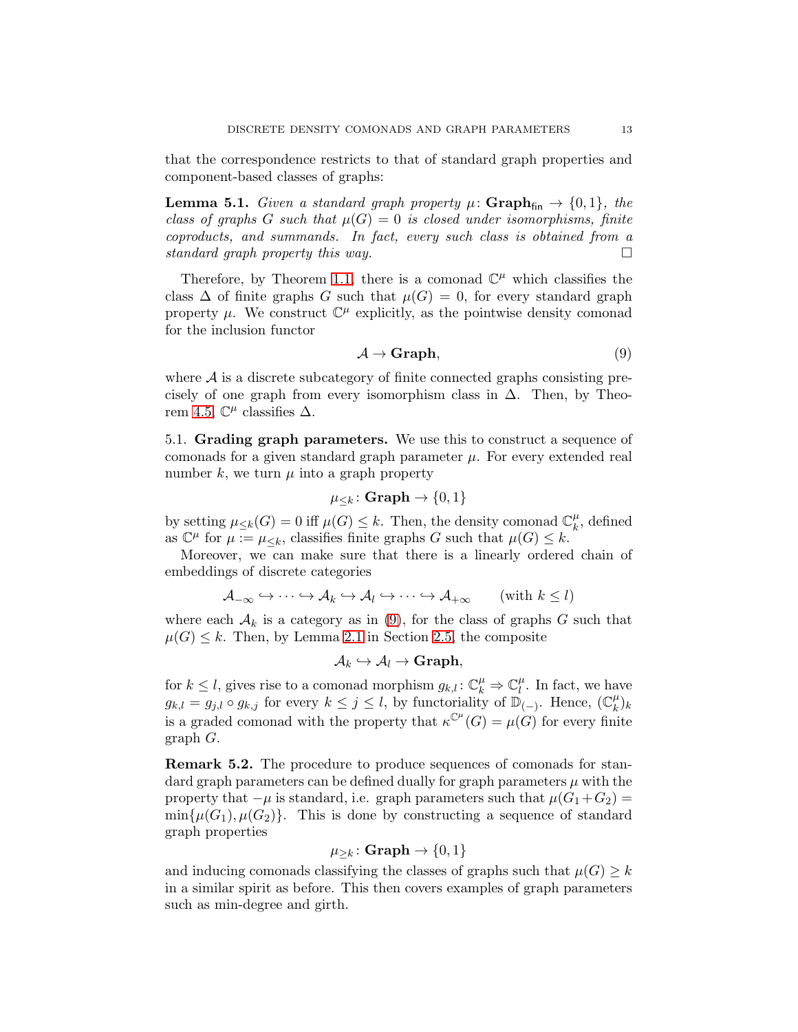that the correspondence restricts to that of standard graph properties and component-based classes of graphs:

**Lemma 5.1.** *Given a standard graph property $\mu\colon \mathbf{Graph}_{\mathsf{fin}} \to \{0,1\}$, the class of graphs $G$ such that $\mu(G) = 0$ is closed under isomorphisms, finite coproducts, and summands. In fact, every such class is obtained from a standard graph property this way.* □

Therefore, by Theorem 1.1, there is a comonad $\mathbb{C}^\mu$ which classifies the class $\Delta$ of finite graphs $G$ such that $\mu(G) = 0$, for every standard graph property $\mu$. We construct $\mathbb{C}^\mu$ explicitly, as the pointwise density comonad for the inclusion functor

$$\mathcal{A} \to \mathbf{Graph}, \tag{9}$$

where $\mathcal{A}$ is a discrete subcategory of finite connected graphs consisting precisely of one graph from every isomorphism class in $\Delta$. Then, by Theorem 4.5, $\mathbb{C}^\mu$ classifies $\Delta$.

5.1. **Grading graph parameters.** We use this to construct a sequence of comonads for a given standard graph parameter $\mu$. For every extended real number $k$, we turn $\mu$ into a graph property

$$\mu_{\leq k}\colon \mathbf{Graph} \to \{0,1\}$$

by setting $\mu_{\leq k}(G) = 0$ iff $\mu(G) \leq k$. Then, the density comonad $\mathbb{C}^\mu_k$, defined as $\mathbb{C}^\mu$ for $\mu := \mu_{\leq k}$, classifies finite graphs $G$ such that $\mu(G) \leq k$.

Moreover, we can make sure that there is a linearly ordered chain of embeddings of discrete categories

$$\mathcal{A}_{-\infty} \hookrightarrow \cdots \hookrightarrow \mathcal{A}_k \hookrightarrow \mathcal{A}_l \hookrightarrow \cdots \hookrightarrow \mathcal{A}_{+\infty} \qquad (\text{with } k \leq l)$$

where each $\mathcal{A}_k$ is a category as in (9), for the class of graphs $G$ such that $\mu(G) \leq k$. Then, by Lemma 2.1 in Section 2.5, the composite

$$\mathcal{A}_k \hookrightarrow \mathcal{A}_l \to \mathbf{Graph},$$

for $k \leq l$, gives rise to a comonad morphism $g_{k,l}\colon \mathbb{C}^\mu_k \Rightarrow \mathbb{C}^\mu_l$. In fact, we have $g_{k,l} = g_{j,l} \circ g_{k,j}$ for every $k \leq j \leq l$, by functoriality of $\mathbb{D}_{(-)}$. Hence, $(\mathbb{C}^\mu_k)_k$ is a graded comonad with the property that $\kappa^{\mathbb{C}^\mu}(G) = \mu(G)$ for every finite graph $G$.

**Remark 5.2.** The procedure to produce sequences of comonads for standard graph parameters can be defined dually for graph parameters $\mu$ with the property that $-\mu$ is standard, i.e. graph parameters such that $\mu(G_1 + G_2) = \min\{\mu(G_1), \mu(G_2)\}$. This is done by constructing a sequence of standard graph properties

$$\mu_{\geq k}\colon \mathbf{Graph} \to \{0,1\}$$

and inducing comonads classifying the classes of graphs such that $\mu(G) \geq k$ in a similar spirit as before. This then covers examples of graph parameters such as min-degree and girth.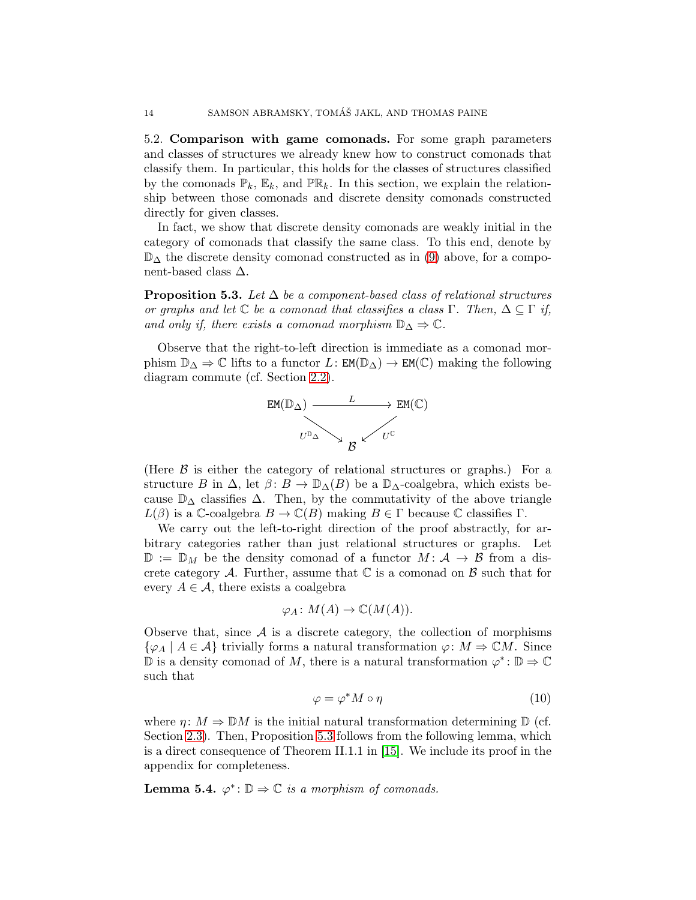5.2. **Comparison with game comonads.** For some graph parameters and classes of structures we already knew how to construct comonads that classify them. In particular, this holds for the classes of structures classified by the comonads $\mathbb{P}_k$, $\mathbb{E}_k$, and $\mathbb{PR}_k$. In this section, we explain the relationship between those comonads and discrete density comonads constructed directly for given classes.

In fact, we show that discrete density comonads are weakly initial in the category of comonads that classify the same class. To this end, denote by $\mathbb{D}_\Delta$ the discrete density comonad constructed as in (9) above, for a component-based class $\Delta$.

**Proposition 5.3.** *Let $\Delta$ be a component-based class of relational structures or graphs and let $\mathbb{C}$ be a comonad that classifies a class $\Gamma$. Then, $\Delta \subseteq \Gamma$ if, and only if, there exists a comonad morphism $\mathbb{D}_\Delta \Rightarrow \mathbb{C}$.*

Observe that the right-to-left direction is immediate as a comonad morphism $\mathbb{D}_\Delta \Rightarrow \mathbb{C}$ lifts to a functor $L\colon \mathtt{EM}(\mathbb{D}_\Delta) \to \mathtt{EM}(\mathbb{C})$ making the following diagram commute (cf. Section 2.2).

$$\begin{array}{ccc} \mathtt{EM}(\mathbb{D}_\Delta) & \xrightarrow{\quad L \quad} & \mathtt{EM}(\mathbb{C}) \\ & {\scriptstyle U^{\mathbb{D}_\Delta}} \searrow \quad \swarrow {\scriptstyle U^{\mathbb{C}}} & \\ & \mathcal{B} & \end{array}$$

(Here $\mathcal{B}$ is either the category of relational structures or graphs.) For a structure $B$ in $\Delta$, let $\beta\colon B \to \mathbb{D}_\Delta(B)$ be a $\mathbb{D}_\Delta$-coalgebra, which exists because $\mathbb{D}_\Delta$ classifies $\Delta$. Then, by the commutativity of the above triangle $L(\beta)$ is a $\mathbb{C}$-coalgebra $B \to \mathbb{C}(B)$ making $B \in \Gamma$ because $\mathbb{C}$ classifies $\Gamma$.

We carry out the left-to-right direction of the proof abstractly, for arbitrary categories rather than just relational structures or graphs. Let $\mathbb{D} := \mathbb{D}_M$ be the density comonad of a functor $M\colon \mathcal{A} \to \mathcal{B}$ from a discrete category $\mathcal{A}$. Further, assume that $\mathbb{C}$ is a comonad on $\mathcal{B}$ such that for every $A \in \mathcal{A}$, there exists a coalgebra

$$\varphi_A\colon M(A) \to \mathbb{C}(M(A)).$$

Observe that, since $\mathcal{A}$ is a discrete category, the collection of morphisms $\{\varphi_A \mid A \in \mathcal{A}\}$ trivially forms a natural transformation $\varphi\colon M \Rightarrow \mathbb{C}M$. Since $\mathbb{D}$ is a density comonad of $M$, there is a natural transformation $\varphi^*\colon \mathbb{D} \Rightarrow \mathbb{C}$ such that

$$\varphi = \varphi^* M \circ \eta \tag{10}$$

where $\eta\colon M \Rightarrow \mathbb{D}M$ is the initial natural transformation determining $\mathbb{D}$ (cf. Section 2.3). Then, Proposition 5.3 follows from the following lemma, which is a direct consequence of Theorem II.1.1 in [15]. We include its proof in the appendix for completeness.

**Lemma 5.4.** *$\varphi^*\colon \mathbb{D} \Rightarrow \mathbb{C}$ is a morphism of comonads.*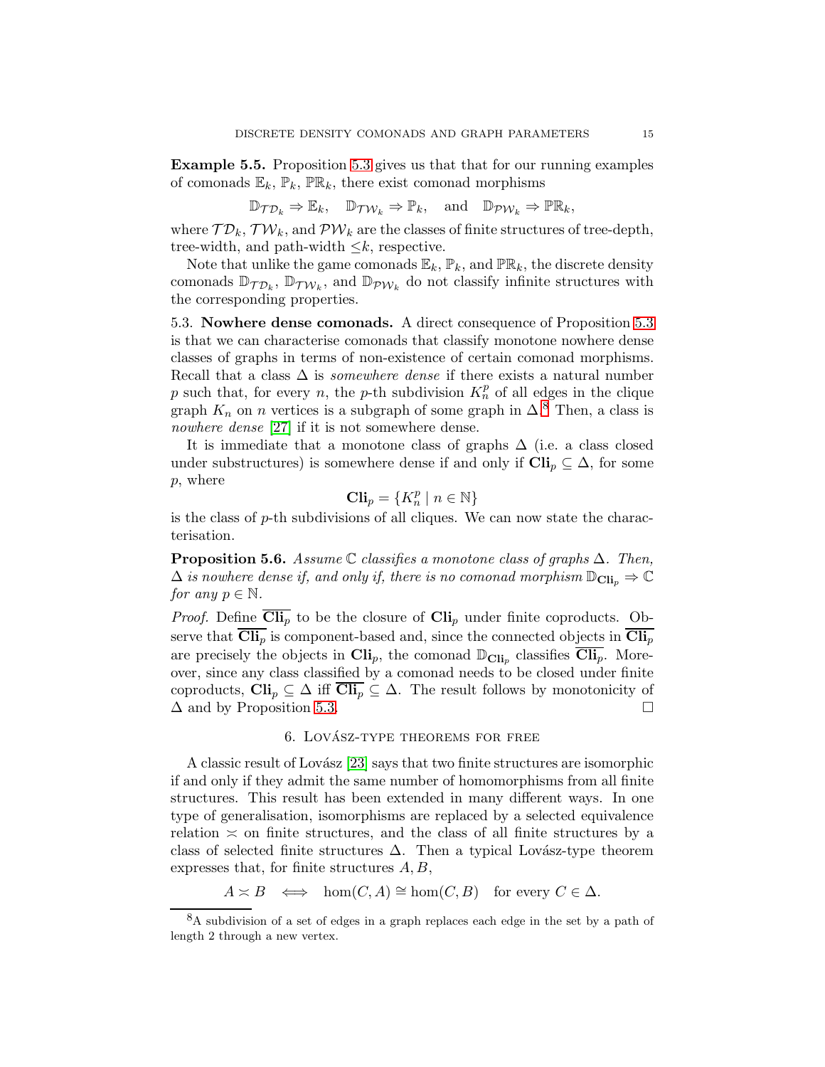**Example 5.5.** Proposition 5.3 gives us that that for our running examples of comonads $\mathbb{E}_k$, $\mathbb{P}_k$, $\mathbb{PR}_k$, there exist comonad morphisms

$$\mathbb{D}_{\mathcal{TD}_k} \Rightarrow \mathbb{E}_k, \quad \mathbb{D}_{\mathcal{TW}_k} \Rightarrow \mathbb{P}_k, \quad \text{and} \quad \mathbb{D}_{\mathcal{PW}_k} \Rightarrow \mathbb{PR}_k,$$

where $\mathcal{TD}_k$, $\mathcal{TW}_k$, and $\mathcal{PW}_k$ are the classes of finite structures of tree-depth, tree-width, and path-width $\leq k$, respective.

Note that unlike the game comonads $\mathbb{E}_k$, $\mathbb{P}_k$, and $\mathbb{PR}_k$, the discrete density comonads $\mathbb{D}_{\mathcal{TD}_k}$, $\mathbb{D}_{\mathcal{TW}_k}$, and $\mathbb{D}_{\mathcal{PW}_k}$ do not classify infinite structures with the corresponding properties.

### 5.3. Nowhere dense comonads.

A direct consequence of Proposition 5.3 is that we can characterise comonads that classify monotone nowhere dense classes of graphs in terms of non-existence of certain comonad morphisms. Recall that a class $\Delta$ is *somewhere dense* if there exists a natural number $p$ such that, for every $n$, the $p$-th subdivision $K_n^p$ of all edges in the clique graph $K_n$ on $n$ vertices is a subgraph of some graph in $\Delta$.[8] Then, a class is *nowhere dense* [27] if it is not somewhere dense.

It is immediate that a monotone class of graphs $\Delta$ (i.e. a class closed under substructures) is somewhere dense if and only if $\mathbf{Cli}_p \subseteq \Delta$, for some $p$, where

$$\mathbf{Cli}_p = \{K_n^p \mid n \in \mathbb{N}\}$$

is the class of $p$-th subdivisions of all cliques. We can now state the characterisation.

**Proposition 5.6.** *Assume $\mathbb{C}$ classifies a monotone class of graphs $\Delta$. Then, $\Delta$ is nowhere dense if, and only if, there is no comonad morphism $\mathbb{D}_{\mathbf{Cli}_p} \Rightarrow \mathbb{C}$ for any $p \in \mathbb{N}$.*

*Proof.* Define $\overline{\mathbf{Cli}_p}$ to be the closure of $\mathbf{Cli}_p$ under finite coproducts. Observe that $\overline{\mathbf{Cli}_p}$ is component-based and, since the connected objects in $\overline{\mathbf{Cli}_p}$ are precisely the objects in $\mathbf{Cli}_p$, the comonad $\mathbb{D}_{\mathbf{Cli}_p}$ classifies $\overline{\mathbf{Cli}_p}$. Moreover, since any class classified by a comonad needs to be closed under finite coproducts, $\mathbf{Cli}_p \subseteq \Delta$ iff $\overline{\mathbf{Cli}_p} \subseteq \Delta$. The result follows by monotonicity of $\Delta$ and by Proposition 5.3. □

## 6. Lovász-type theorems for free

A classic result of Lovász [23] says that two finite structures are isomorphic if and only if they admit the same number of homomorphisms from all finite structures. This result has been extended in many different ways. In one type of generalisation, isomorphisms are replaced by a selected equivalence relation $\asymp$ on finite structures, and the class of all finite structures by a class of selected finite structures $\Delta$. Then a typical Lovász-type theorem expresses that, for finite structures $A, B$,

$$A \asymp B \iff \hom(C, A) \cong \hom(C, B) \quad \text{for every } C \in \Delta.$$

[8] A subdivision of a set of edges in a graph replaces each edge in the set by a path of length 2 through a new vertex.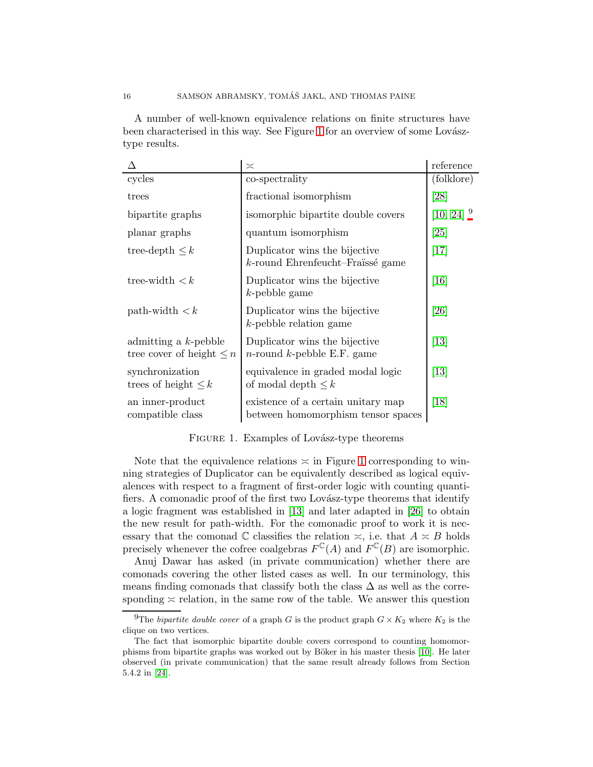A number of well-known equivalence relations on finite structures have been characterised in this way. See Figure 1 for an overview of some Lovász-type results.

| $\Delta$ | $\asymp$ | reference |
|---|---|---|
| cycles | co-spectrality | (folklore) |
| trees | fractional isomorphism | [28] |
| bipartite graphs | isomorphic bipartite double covers | [10, 24] [9] |
| planar graphs | quantum isomorphism | [25] |
| tree-depth $\leq k$ | Duplicator wins the bijective $k$-round Ehrenfeucht–Fraïssé game | [17] |
| tree-width $< k$ | Duplicator wins the bijective $k$-pebble game | [16] |
| path-width $< k$ | Duplicator wins the bijective $k$-pebble relation game | [26] |
| admitting a $k$-pebble tree cover of height $\leq n$ | Duplicator wins the bijective $n$-round $k$-pebble E.F. game | [13] |
| synchronization trees of height $\leq k$ | equivalence in graded modal logic of modal depth $\leq k$ | [13] |
| an inner-product compatible class | existence of a certain unitary map between homomorphism tensor spaces | [18] |

Figure 1. Examples of Lovász-type theorems

Note that the equivalence relations $\asymp$ in Figure 1 corresponding to winning strategies of Duplicator can be equivalently described as logical equivalences with respect to a fragment of first-order logic with counting quantifiers. A comonadic proof of the first two Lovász-type theorems that identify a logic fragment was established in [13] and later adapted in [26] to obtain the new result for path-width. For the comonadic proof to work it is necessary that the comonad $\mathbb{C}$ classifies the relation $\asymp$, i.e. that $A \asymp B$ holds precisely whenever the cofree coalgebras $F^{\mathbb{C}}(A)$ and $F^{\mathbb{C}}(B)$ are isomorphic.

Anuj Dawar has asked (in private communication) whether there are comonads covering the other listed cases as well. In our terminology, this means finding comonads that classify both the class $\Delta$ as well as the corresponding $\asymp$ relation, in the same row of the table. We answer this question

[9] The *bipartite double cover* of a graph $G$ is the product graph $G \times K_2$ where $K_2$ is the clique on two vertices.

The fact that isomorphic bipartite double covers correspond to counting homomorphisms from bipartite graphs was worked out by Böker in his master thesis [10]. He later observed (in private communication) that the same result already follows from Section 5.4.2 in [24].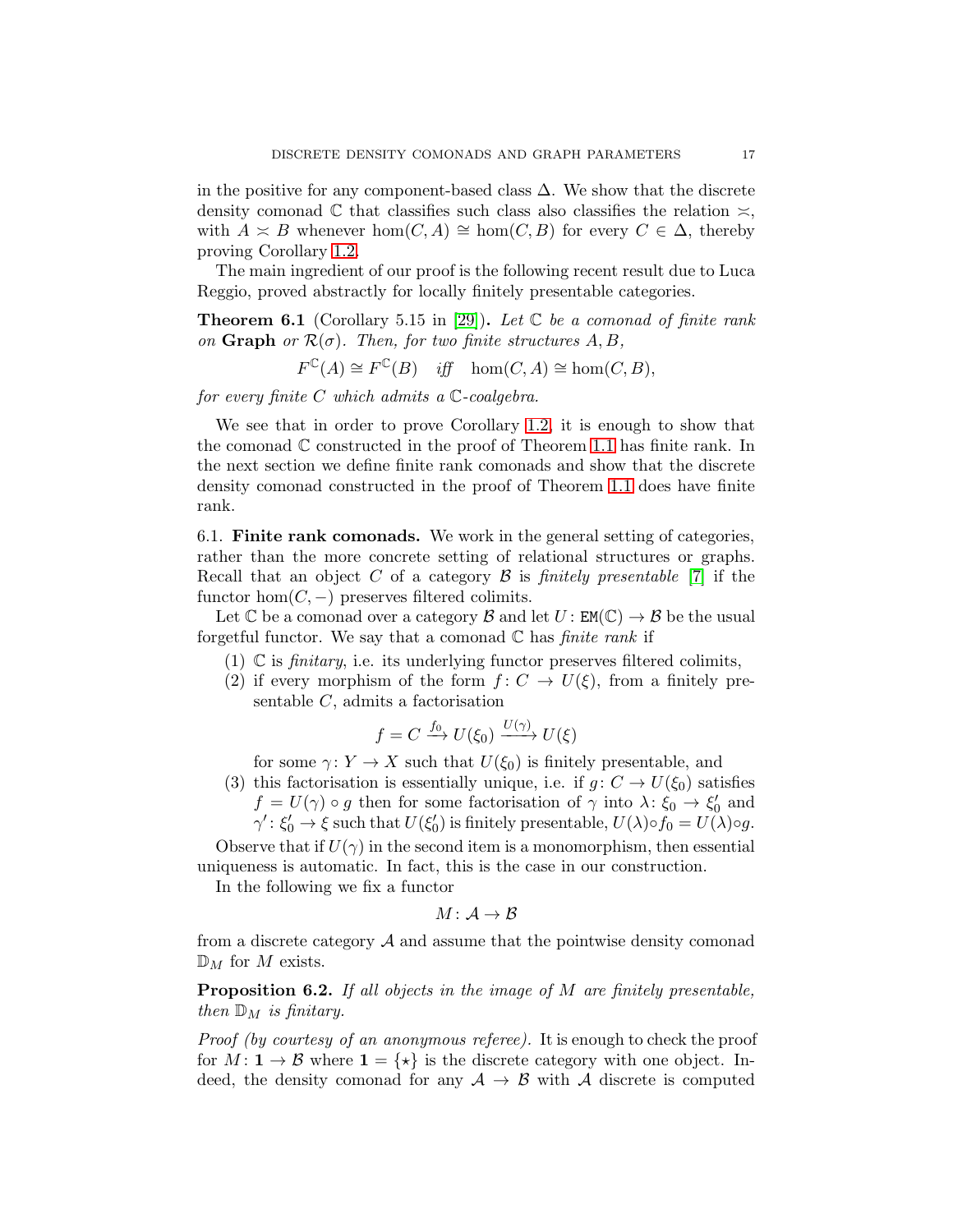in the positive for any component-based class $\Delta$. We show that the discrete density comonad $\mathbb{C}$ that classifies such class also classifies the relation $\asymp$, with $A \asymp B$ whenever $\hom(C, A) \cong \hom(C, B)$ for every $C \in \Delta$, thereby proving Corollary 1.2.

The main ingredient of our proof is the following recent result due to Luca Reggio, proved abstractly for locally finitely presentable categories.

**Theorem 6.1** (Corollary 5.15 in [29])**.** *Let $\mathbb{C}$ be a comonad of finite rank on* **Graph** *or $\mathcal{R}(\sigma)$. Then, for two finite structures $A, B$,*

$$F^{\mathbb{C}}(A) \cong F^{\mathbb{C}}(B) \quad \textit{iff} \quad \hom(C, A) \cong \hom(C, B),$$

*for every finite $C$ which admits a $\mathbb{C}$-coalgebra.*

We see that in order to prove Corollary 1.2, it is enough to show that the comonad $\mathbb{C}$ constructed in the proof of Theorem 1.1 has finite rank. In the next section we define finite rank comonads and show that the discrete density comonad constructed in the proof of Theorem 1.1 does have finite rank.

6.1. **Finite rank comonads.** We work in the general setting of categories, rather than the more concrete setting of relational structures or graphs. Recall that an object $C$ of a category $\mathcal{B}$ is *finitely presentable* [7] if the functor $\hom(C, -)$ preserves filtered colimits.

Let $\mathbb{C}$ be a comonad over a category $\mathcal{B}$ and let $U \colon \mathtt{EM}(\mathbb{C}) \to \mathcal{B}$ be the usual forgetful functor. We say that a comonad $\mathbb{C}$ has *finite rank* if

1. $\mathbb{C}$ is *finitary*, i.e. its underlying functor preserves filtered colimits,
2. if every morphism of the form $f \colon C \to U(\xi)$, from a finitely presentable $C$, admits a factorisation
$$f = C \xrightarrow{f_0} U(\xi_0) \xrightarrow{U(\gamma)} U(\xi)$$
for some $\gamma \colon Y \to X$ such that $U(\xi_0)$ is finitely presentable, and
3. this factorisation is essentially unique, i.e. if $g \colon C \to U(\xi_0)$ satisfies $f = U(\gamma) \circ g$ then for some factorisation of $\gamma$ into $\lambda \colon \xi_0 \to \xi_0'$ and $\gamma' \colon \xi_0' \to \xi$ such that $U(\xi_0')$ is finitely presentable, $U(\lambda) \circ f_0 = U(\lambda) \circ g$.

Observe that if $U(\gamma)$ in the second item is a monomorphism, then essential uniqueness is automatic. In fact, this is the case in our construction.

In the following we fix a functor

$$M \colon \mathcal{A} \to \mathcal{B}$$

from a discrete category $\mathcal{A}$ and assume that the pointwise density comonad $\mathbb{D}_M$ for $M$ exists.

**Proposition 6.2.** *If all objects in the image of $M$ are finitely presentable, then $\mathbb{D}_M$ is finitary.*

*Proof (by courtesy of an anonymous referee).* It is enough to check the proof for $M \colon \mathbf{1} \to \mathcal{B}$ where $\mathbf{1} = \{\star\}$ is the discrete category with one object. Indeed, the density comonad for any $\mathcal{A} \to \mathcal{B}$ with $\mathcal{A}$ discrete is computed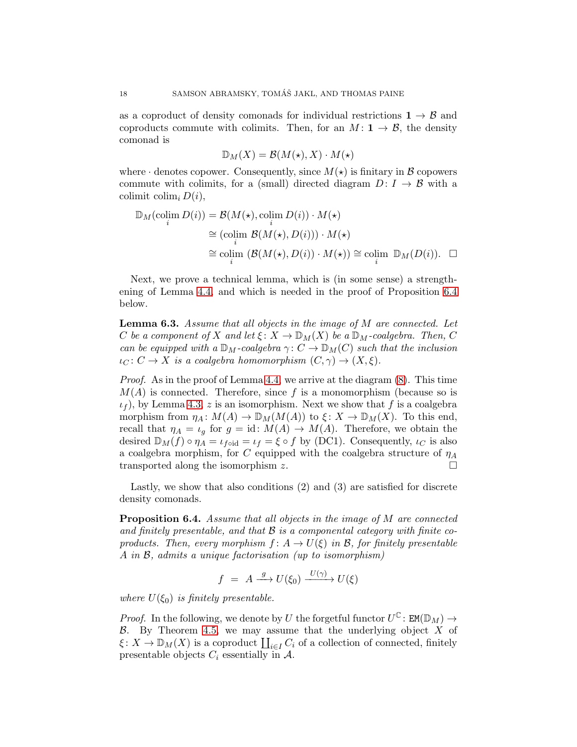as a coproduct of density comonads for individual restrictions $\mathbf{1} \to \mathcal{B}$ and coproducts commute with colimits. Then, for an $M \colon \mathbf{1} \to \mathcal{B}$, the density comonad is

$$\mathbb{D}_M(X) = \mathcal{B}(M(\star), X) \cdot M(\star)$$

where $\cdot$ denotes copower. Consequently, since $M(\star)$ is finitary in $\mathcal{B}$ copowers commute with colimits, for a (small) directed diagram $D \colon I \to \mathcal{B}$ with a colimit $\operatorname{colim}_i D(i)$,

$$\begin{aligned}
\mathbb{D}_M(\operatorname*{colim}_i D(i)) &= \mathcal{B}(M(\star), \operatorname*{colim}_i D(i)) \cdot M(\star) \\
&\cong (\operatorname*{colim}_i \mathcal{B}(M(\star), D(i))) \cdot M(\star) \\
&\cong \operatorname*{colim}_i (\mathcal{B}(M(\star), D(i)) \cdot M(\star)) \cong \operatorname*{colim}_i \mathbb{D}_M(D(i)). \quad \square
\end{aligned}$$

Next, we prove a technical lemma, which is (in some sense) a strengthening of Lemma 4.4, and which is needed in the proof of Proposition 6.4 below.

**Lemma 6.3.** *Assume that all objects in the image of $M$ are connected. Let $C$ be a component of $X$ and let $\xi \colon X \to \mathbb{D}_M(X)$ be a $\mathbb{D}_M$-coalgebra. Then, $C$ can be equipped with a $\mathbb{D}_M$-coalgebra $\gamma \colon C \to \mathbb{D}_M(C)$ such that the inclusion $\iota_C \colon C \to X$ is a coalgebra homomorphism $(C, \gamma) \to (X, \xi)$.*

*Proof.* As in the proof of Lemma 4.4, we arrive at the diagram (8). This time $M(A)$ is connected. Therefore, since $f$ is a monomorphism (because so is $\iota_f$), by Lemma 4.3, $z$ is an isomorphism. Next we show that $f$ is a coalgebra morphism from $\eta_A \colon M(A) \to \mathbb{D}_M(M(A))$ to $\xi \colon X \to \mathbb{D}_M(X)$. To this end, recall that $\eta_A = \iota_g$ for $g = \mathrm{id} \colon M(A) \to M(A)$. Therefore, we obtain the desired $\mathbb{D}_M(f) \circ \eta_A = \iota_{f \circ \mathrm{id}} = \iota_f = \xi \circ f$ by (DC1). Consequently, $\iota_C$ is also a coalgebra morphism, for $C$ equipped with the coalgebra structure of $\eta_A$ transported along the isomorphism $z$. $\square$

Lastly, we show that also conditions (2) and (3) are satisfied for discrete density comonads.

**Proposition 6.4.** *Assume that all objects in the image of $M$ are connected and finitely presentable, and that $\mathcal{B}$ is a componental category with finite coproducts. Then, every morphism $f \colon A \to U(\xi)$ in $\mathcal{B}$, for finitely presentable $A$ in $\mathcal{B}$, admits a unique factorisation (up to isomorphism)*

$$f \;=\; A \xrightarrow{\;g\;} U(\xi_0) \xrightarrow{\;U(\gamma)\;} U(\xi)$$

*where $U(\xi_0)$ is finitely presentable.*

*Proof.* In the following, we denote by $U$ the forgetful functor $U^{\mathbb{C}} \colon \mathtt{EM}(\mathbb{D}_M) \to \mathcal{B}$. By Theorem 4.5, we may assume that the underlying object $X$ of $\xi \colon X \to \mathbb{D}_M(X)$ is a coproduct $\coprod_{i \in I} C_i$ of a collection of connected, finitely presentable objects $C_i$ essentially in $\mathcal{A}$.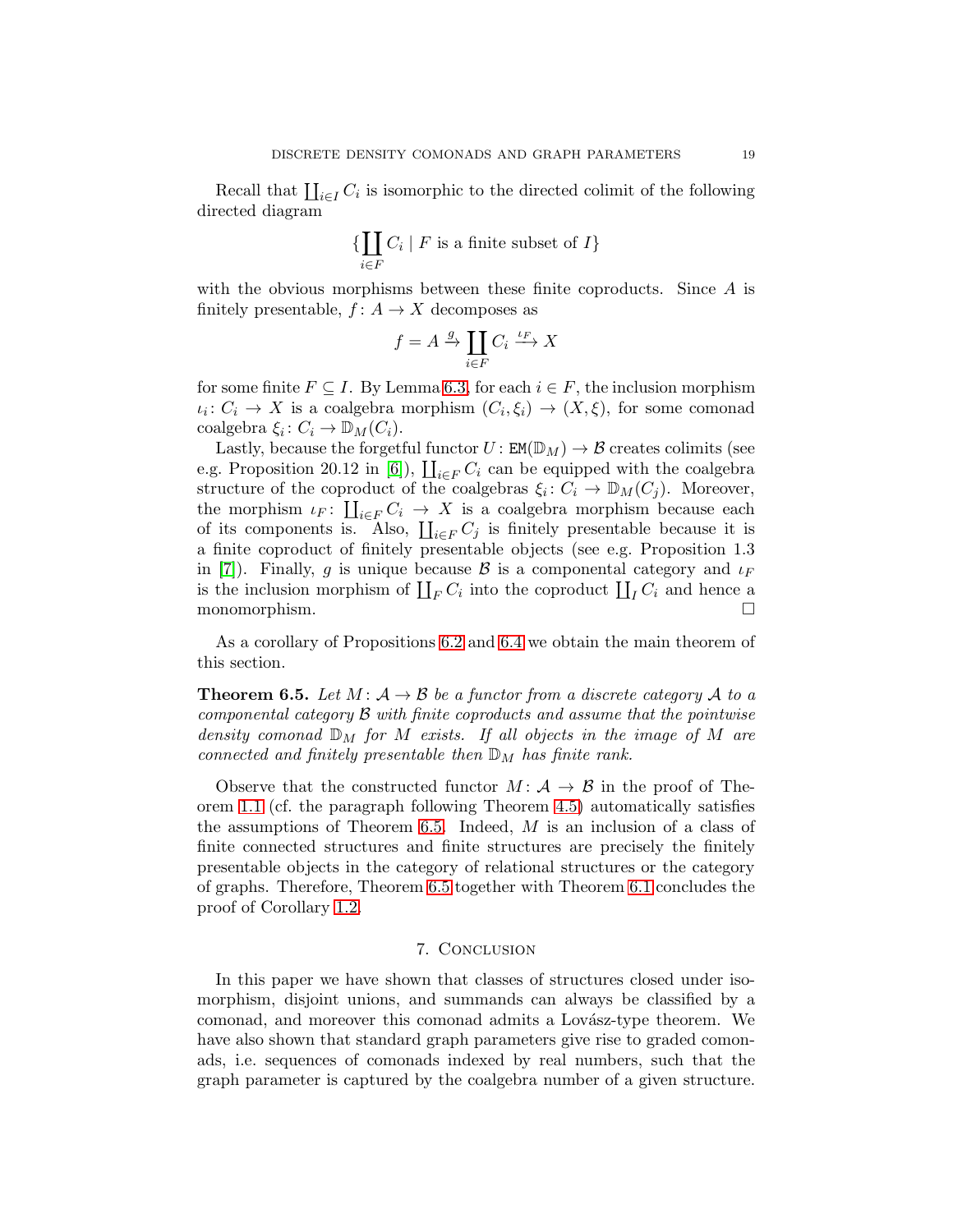Recall that $\coprod_{i \in I} C_i$ is isomorphic to the directed colimit of the following directed diagram

$$\{\coprod_{i \in F} C_i \mid F \text{ is a finite subset of } I\}$$

with the obvious morphisms between these finite coproducts. Since $A$ is finitely presentable, $f \colon A \to X$ decomposes as

$$f = A \xrightarrow{g} \coprod_{i \in F} C_i \xrightarrow{\iota_F} X$$

for some finite $F \subseteq I$. By Lemma 6.3, for each $i \in F$, the inclusion morphism $\iota_i \colon C_i \to X$ is a coalgebra morphism $(C_i, \xi_i) \to (X, \xi)$, for some comonad coalgebra $\xi_i \colon C_i \to \mathbb{D}_M(C_i)$.

Lastly, because the forgetful functor $U \colon \mathtt{EM}(\mathbb{D}_M) \to \mathcal{B}$ creates colimits (see e.g. Proposition 20.12 in [6]), $\coprod_{i \in F} C_i$ can be equipped with the coalgebra structure of the coproduct of the coalgebras $\xi_i \colon C_i \to \mathbb{D}_M(C_j)$. Moreover, the morphism $\iota_F \colon \coprod_{i \in F} C_i \to X$ is a coalgebra morphism because each of its components is. Also, $\coprod_{i \in F} C_j$ is finitely presentable because it is a finite coproduct of finitely presentable objects (see e.g. Proposition 1.3 in [7]). Finally, $g$ is unique because $\mathcal{B}$ is a componental category and $\iota_F$ is the inclusion morphism of $\coprod_F C_i$ into the coproduct $\coprod_I C_i$ and hence a monomorphism. ☐

As a corollary of Propositions 6.2 and 6.4 we obtain the main theorem of this section.

**Theorem 6.5.** *Let $M \colon \mathcal{A} \to \mathcal{B}$ be a functor from a discrete category $\mathcal{A}$ to a componental category $\mathcal{B}$ with finite coproducts and assume that the pointwise density comonad $\mathbb{D}_M$ for $M$ exists. If all objects in the image of $M$ are connected and finitely presentable then $\mathbb{D}_M$ has finite rank.*

Observe that the constructed functor $M \colon \mathcal{A} \to \mathcal{B}$ in the proof of Theorem 1.1 (cf. the paragraph following Theorem 4.5) automatically satisfies the assumptions of Theorem 6.5. Indeed, $M$ is an inclusion of a class of finite connected structures and finite structures are precisely the finitely presentable objects in the category of relational structures or the category of graphs. Therefore, Theorem 6.5 together with Theorem 6.1 concludes the proof of Corollary 1.2.

## 7. Conclusion

In this paper we have shown that classes of structures closed under isomorphism, disjoint unions, and summands can always be classified by a comonad, and moreover this comonad admits a Lovász-type theorem. We have also shown that standard graph parameters give rise to graded comonads, i.e. sequences of comonads indexed by real numbers, such that the graph parameter is captured by the coalgebra number of a given structure.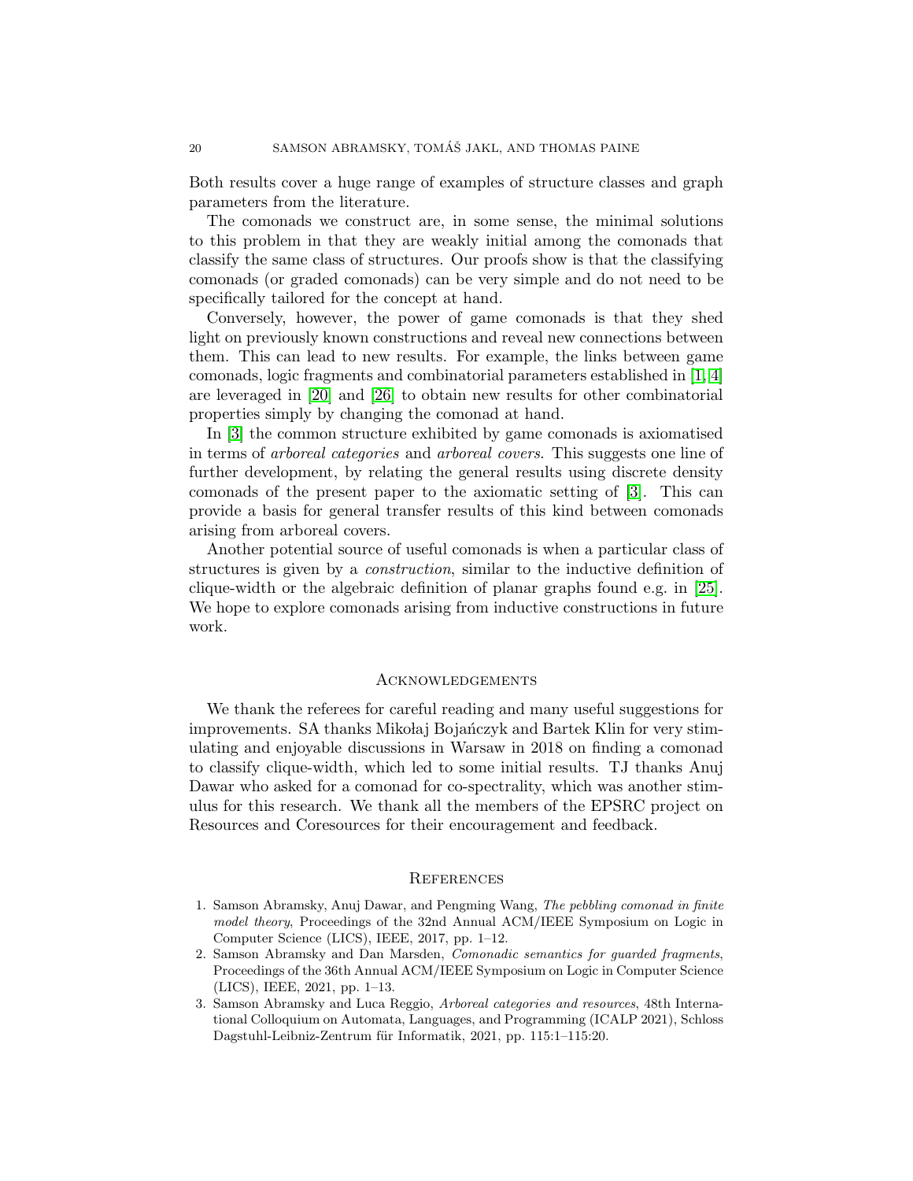Both results cover a huge range of examples of structure classes and graph parameters from the literature.

The comonads we construct are, in some sense, the minimal solutions to this problem in that they are weakly initial among the comonads that classify the same class of structures. Our proofs show is that the classifying comonads (or graded comonads) can be very simple and do not need to be specifically tailored for the concept at hand.

Conversely, however, the power of game comonads is that they shed light on previously known constructions and reveal new connections between them. This can lead to new results. For example, the links between game comonads, logic fragments and combinatorial parameters established in [1, 4] are leveraged in [20] and [26] to obtain new results for other combinatorial properties simply by changing the comonad at hand.

In [3] the common structure exhibited by game comonads is axiomatised in terms of *arboreal categories* and *arboreal covers*. This suggests one line of further development, by relating the general results using discrete density comonads of the present paper to the axiomatic setting of [3]. This can provide a basis for general transfer results of this kind between comonads arising from arboreal covers.

Another potential source of useful comonads is when a particular class of structures is given by a *construction*, similar to the inductive definition of clique-width or the algebraic definition of planar graphs found e.g. in [25]. We hope to explore comonads arising from inductive constructions in future work.

## Acknowledgements

We thank the referees for careful reading and many useful suggestions for improvements. SA thanks Mikołaj Bojańczyk and Bartek Klin for very stimulating and enjoyable discussions in Warsaw in 2018 on finding a comonad to classify clique-width, which led to some initial results. TJ thanks Anuj Dawar who asked for a comonad for co-spectrality, which was another stimulus for this research. We thank all the members of the EPSRC project on Resources and Coresources for their encouragement and feedback.

## References

1. Samson Abramsky, Anuj Dawar, and Pengming Wang, *The pebbling comonad in finite model theory*, Proceedings of the 32nd Annual ACM/IEEE Symposium on Logic in Computer Science (LICS), IEEE, 2017, pp. 1–12.
2. Samson Abramsky and Dan Marsden, *Comonadic semantics for guarded fragments*, Proceedings of the 36th Annual ACM/IEEE Symposium on Logic in Computer Science (LICS), IEEE, 2021, pp. 1–13.
3. Samson Abramsky and Luca Reggio, *Arboreal categories and resources*, 48th International Colloquium on Automata, Languages, and Programming (ICALP 2021), Schloss Dagstuhl-Leibniz-Zentrum für Informatik, 2021, pp. 115:1–115:20.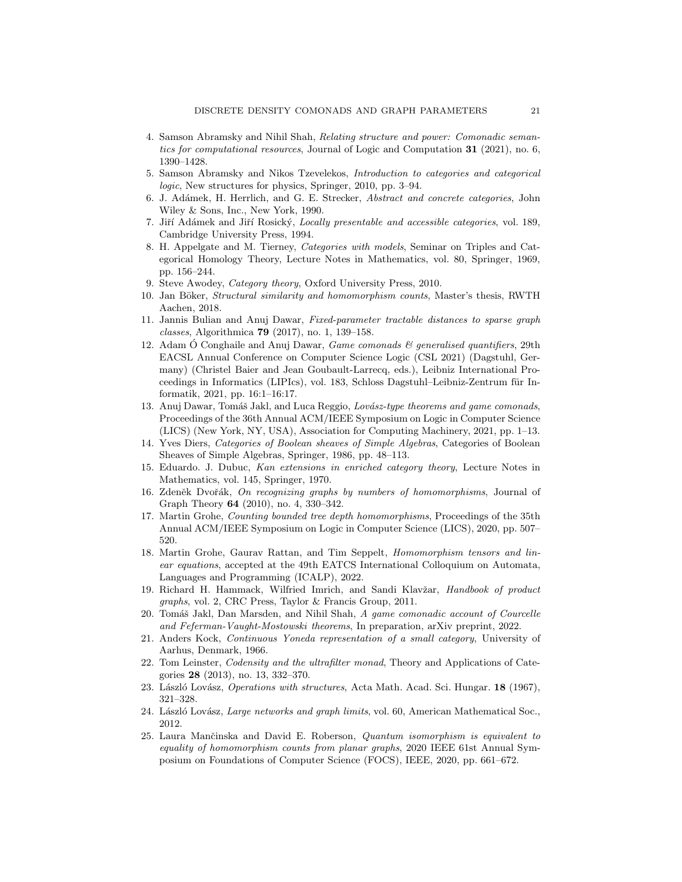4. Samson Abramsky and Nihil Shah, *Relating structure and power: Comonadic semantics for computational resources*, Journal of Logic and Computation **31** (2021), no. 6, 1390–1428.
5. Samson Abramsky and Nikos Tzevelekos, *Introduction to categories and categorical logic*, New structures for physics, Springer, 2010, pp. 3–94.
6. J. Adámek, H. Herrlich, and G. E. Strecker, *Abstract and concrete categories*, John Wiley & Sons, Inc., New York, 1990.
7. Jiří Adámek and Jiří Rosický, *Locally presentable and accessible categories*, vol. 189, Cambridge University Press, 1994.
8. H. Appelgate and M. Tierney, *Categories with models*, Seminar on Triples and Categorical Homology Theory, Lecture Notes in Mathematics, vol. 80, Springer, 1969, pp. 156–244.
9. Steve Awodey, *Category theory*, Oxford University Press, 2010.
10. Jan Böker, *Structural similarity and homomorphism counts*, Master's thesis, RWTH Aachen, 2018.
11. Jannis Bulian and Anuj Dawar, *Fixed-parameter tractable distances to sparse graph classes*, Algorithmica **79** (2017), no. 1, 139–158.
12. Adam Ó Conghaile and Anuj Dawar, *Game comonads & generalised quantifiers*, 29th EACSL Annual Conference on Computer Science Logic (CSL 2021) (Dagstuhl, Germany) (Christel Baier and Jean Goubault-Larrecq, eds.), Leibniz International Proceedings in Informatics (LIPIcs), vol. 183, Schloss Dagstuhl–Leibniz-Zentrum für Informatik, 2021, pp. 16:1–16:17.
13. Anuj Dawar, Tomáš Jakl, and Luca Reggio, *Lovász-type theorems and game comonads*, Proceedings of the 36th Annual ACM/IEEE Symposium on Logic in Computer Science (LICS) (New York, NY, USA), Association for Computing Machinery, 2021, pp. 1–13.
14. Yves Diers, *Categories of Boolean sheaves of Simple Algebras*, Categories of Boolean Sheaves of Simple Algebras, Springer, 1986, pp. 48–113.
15. Eduardo. J. Dubuc, *Kan extensions in enriched category theory*, Lecture Notes in Mathematics, vol. 145, Springer, 1970.
16. Zdeněk Dvořák, *On recognizing graphs by numbers of homomorphisms*, Journal of Graph Theory **64** (2010), no. 4, 330–342.
17. Martin Grohe, *Counting bounded tree depth homomorphisms*, Proceedings of the 35th Annual ACM/IEEE Symposium on Logic in Computer Science (LICS), 2020, pp. 507–520.
18. Martin Grohe, Gaurav Rattan, and Tim Seppelt, *Homomorphism tensors and linear equations*, accepted at the 49th EATCS International Colloquium on Automata, Languages and Programming (ICALP), 2022.
19. Richard H. Hammack, Wilfried Imrich, and Sandi Klavžar, *Handbook of product graphs*, vol. 2, CRC Press, Taylor & Francis Group, 2011.
20. Tomáš Jakl, Dan Marsden, and Nihil Shah, *A game comonadic account of Courcelle and Feferman-Vaught-Mostowski theorems*, In preparation, arXiv preprint, 2022.
21. Anders Kock, *Continuous Yoneda representation of a small category*, University of Aarhus, Denmark, 1966.
22. Tom Leinster, *Codensity and the ultrafilter monad*, Theory and Applications of Categories **28** (2013), no. 13, 332–370.
23. László Lovász, *Operations with structures*, Acta Math. Acad. Sci. Hungar. **18** (1967), 321–328.
24. László Lovász, *Large networks and graph limits*, vol. 60, American Mathematical Soc., 2012.
25. Laura Mančinska and David E. Roberson, *Quantum isomorphism is equivalent to equality of homomorphism counts from planar graphs*, 2020 IEEE 61st Annual Symposium on Foundations of Computer Science (FOCS), IEEE, 2020, pp. 661–672.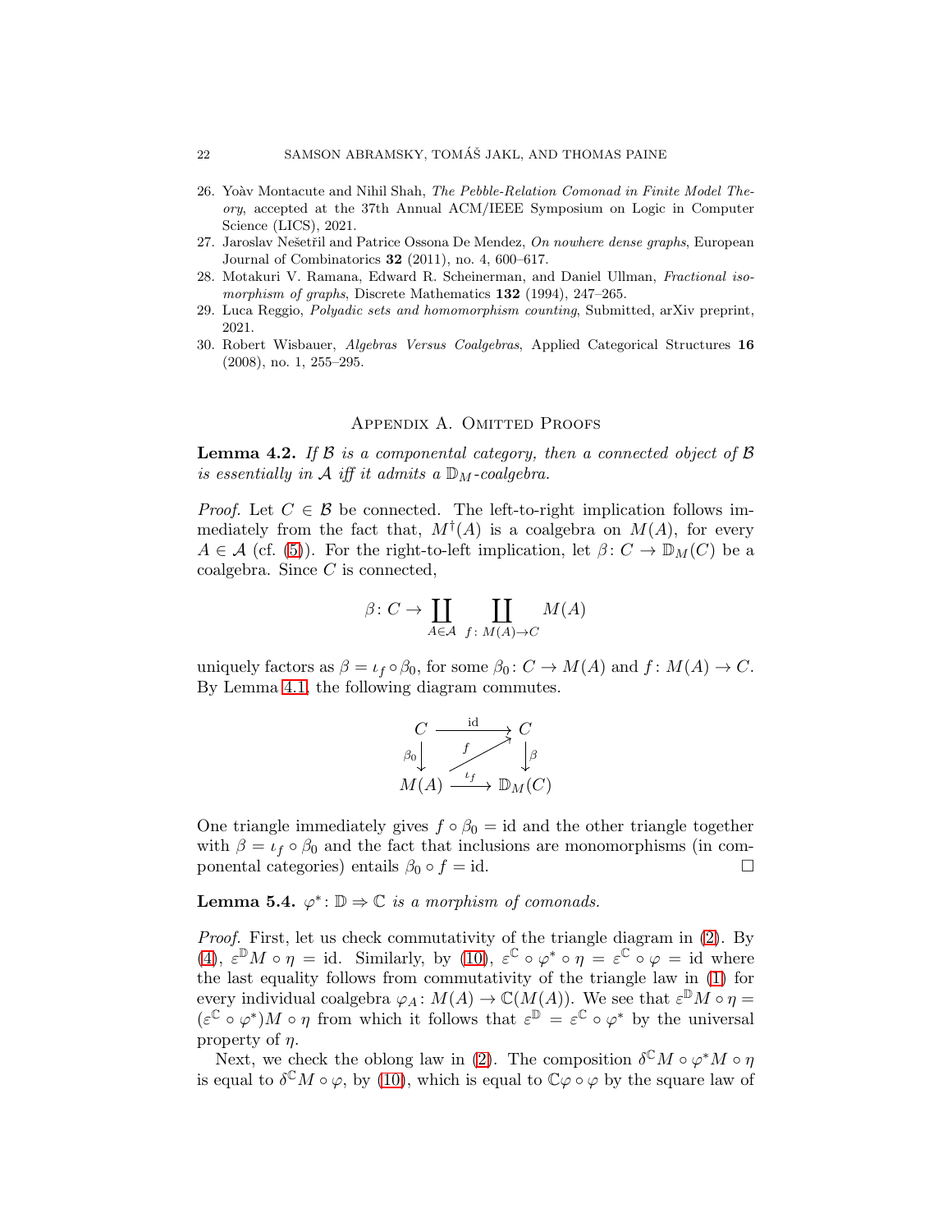26. Yoàv Montacute and Nihil Shah, *The Pebble-Relation Comonad in Finite Model Theory*, accepted at the 37th Annual ACM/IEEE Symposium on Logic in Computer Science (LICS), 2021.
27. Jaroslav Nešetřil and Patrice Ossona De Mendez, *On nowhere dense graphs*, European Journal of Combinatorics **32** (2011), no. 4, 600–617.
28. Motakuri V. Ramana, Edward R. Scheinerman, and Daniel Ullman, *Fractional isomorphism of graphs*, Discrete Mathematics **132** (1994), 247–265.
29. Luca Reggio, *Polyadic sets and homomorphism counting*, Submitted, arXiv preprint, 2021.
30. Robert Wisbauer, *Algebras Versus Coalgebras*, Applied Categorical Structures **16** (2008), no. 1, 255–295.

## Appendix A. Omitted Proofs

**Lemma 4.2.** *If $\mathcal{B}$ is a componental category, then a connected object of $\mathcal{B}$ is essentially in $\mathcal{A}$ iff it admits a $\mathbb{D}_M$-coalgebra.*

*Proof.* Let $C \in \mathcal{B}$ be connected. The left-to-right implication follows immediately from the fact that, $M^\dagger(A)$ is a coalgebra on $M(A)$, for every $A \in \mathcal{A}$ (cf. (5)). For the right-to-left implication, let $\beta \colon C \to \mathbb{D}_M(C)$ be a coalgebra. Since $C$ is connected,

$$\beta \colon C \to \coprod_{A \in \mathcal{A}} \coprod_{f \colon M(A) \to C} M(A)$$

uniquely factors as $\beta = \iota_f \circ \beta_0$, for some $\beta_0 \colon C \to M(A)$ and $f \colon M(A) \to C$. By Lemma 4.1, the following diagram commutes.

$$\begin{array}{ccc} C & \xrightarrow{\ \mathrm{id}\ } & C \\ {\scriptstyle \beta_0}\downarrow & \nearrow{\scriptstyle f} & \downarrow{\scriptstyle \beta} \\ M(A) & \xrightarrow{\ \iota_f\ } & \mathbb{D}_M(C) \end{array}$$

One triangle immediately gives $f \circ \beta_0 = \mathrm{id}$ and the other triangle together with $\beta = \iota_f \circ \beta_0$ and the fact that inclusions are monomorphisms (in componental categories) entails $\beta_0 \circ f = \mathrm{id}$. $\square$

**Lemma 5.4.** *$\varphi^* \colon \mathbb{D} \Rightarrow \mathbb{C}$ is a morphism of comonads.*

*Proof.* First, let us check commutativity of the triangle diagram in (2). By (4), $\varepsilon^{\mathbb{D}} M \circ \eta = \mathrm{id}$. Similarly, by (10), $\varepsilon^{\mathbb{C}} \circ \varphi^* \circ \eta = \varepsilon^{\mathbb{C}} \circ \varphi = \mathrm{id}$ where the last equality follows from commutativity of the triangle law in (1) for every individual coalgebra $\varphi_A \colon M(A) \to \mathbb{C}(M(A))$. We see that $\varepsilon^{\mathbb{D}} M \circ \eta = (\varepsilon^{\mathbb{C}} \circ \varphi^*) M \circ \eta$ from which it follows that $\varepsilon^{\mathbb{D}} = \varepsilon^{\mathbb{C}} \circ \varphi^*$ by the universal property of $\eta$.

Next, we check the oblong law in (2). The composition $\delta^{\mathbb{C}} M \circ \varphi^* M \circ \eta$ is equal to $\delta^{\mathbb{C}} M \circ \varphi$, by (10), which is equal to $\mathbb{C}\varphi \circ \varphi$ by the square law of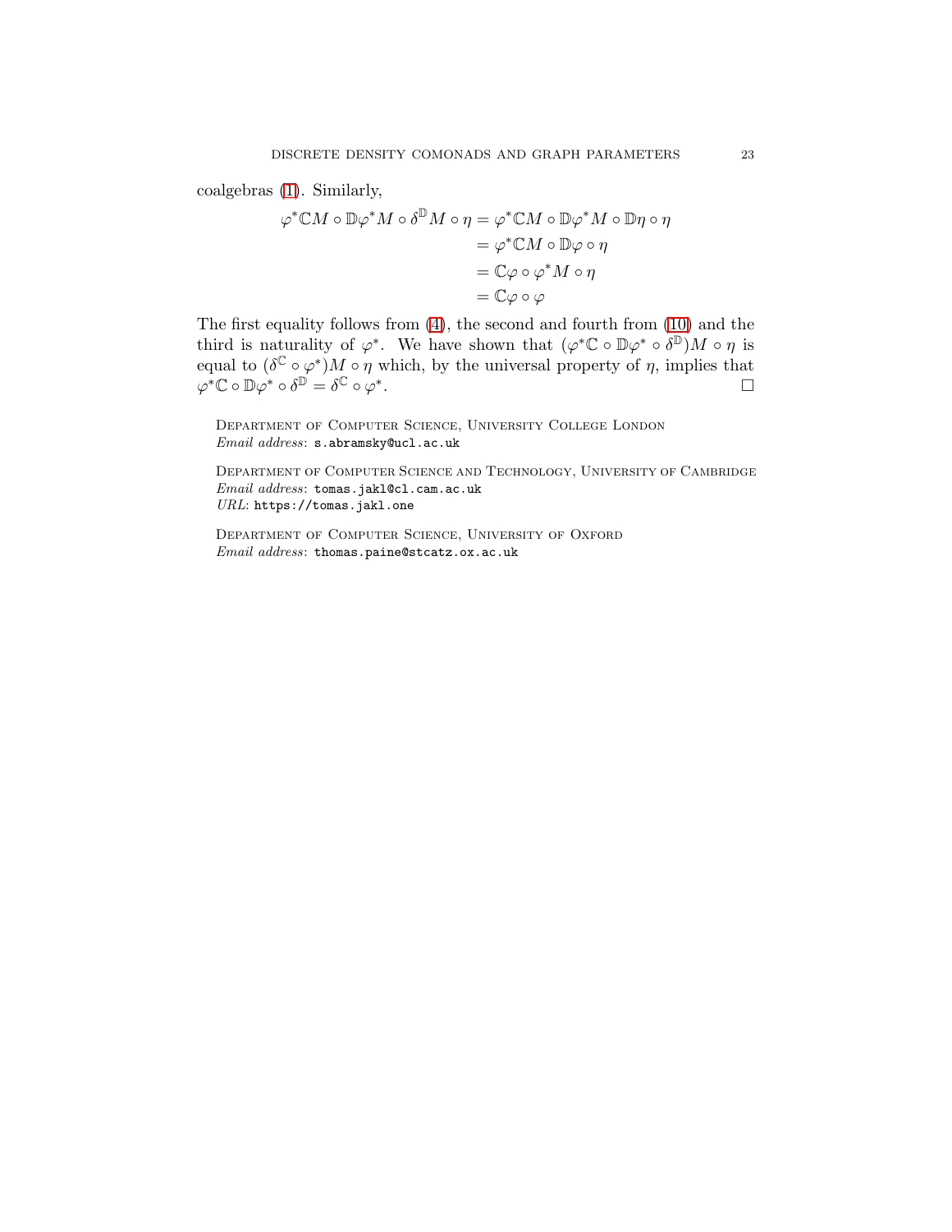coalgebras (1). Similarly,

$$
\begin{aligned}
\varphi^*\mathbb{C}M \circ \mathbb{D}\varphi^*M \circ \delta^{\mathbb{D}}M \circ \eta &= \varphi^*\mathbb{C}M \circ \mathbb{D}\varphi^*M \circ \mathbb{D}\eta \circ \eta \\
&= \varphi^*\mathbb{C}M \circ \mathbb{D}\varphi \circ \eta \\
&= \mathbb{C}\varphi \circ \varphi^*M \circ \eta \\
&= \mathbb{C}\varphi \circ \varphi
\end{aligned}
$$

The first equality follows from (4), the second and fourth from (10) and the third is naturality of $\varphi^*$. We have shown that $(\varphi^*\mathbb{C} \circ \mathbb{D}\varphi^* \circ \delta^{\mathbb{D}})M \circ \eta$ is equal to $(\delta^{\mathbb{C}} \circ \varphi^*)M \circ \eta$ which, by the universal property of $\eta$, implies that $\varphi^*\mathbb{C} \circ \mathbb{D}\varphi^* \circ \delta^{\mathbb{D}} = \delta^{\mathbb{C}} \circ \varphi^*$. □

Department of Computer Science, University College London
*Email address*: s.abramsky@ucl.ac.uk

Department of Computer Science and Technology, University of Cambridge
*Email address*: tomas.jakl@cl.cam.ac.uk
*URL*: https://tomas.jakl.one

Department of Computer Science, University of Oxford
*Email address*: thomas.paine@stcatz.ox.ac.uk